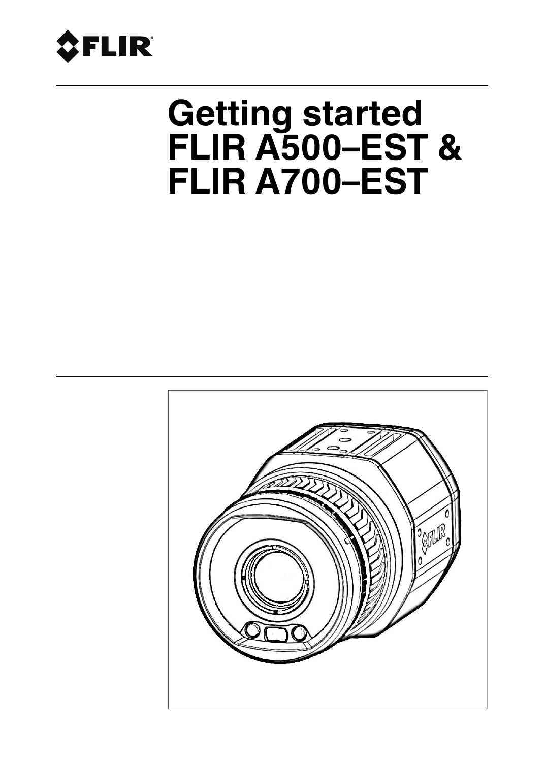# Getting started FLIR A500–EST & FLIR A700–EST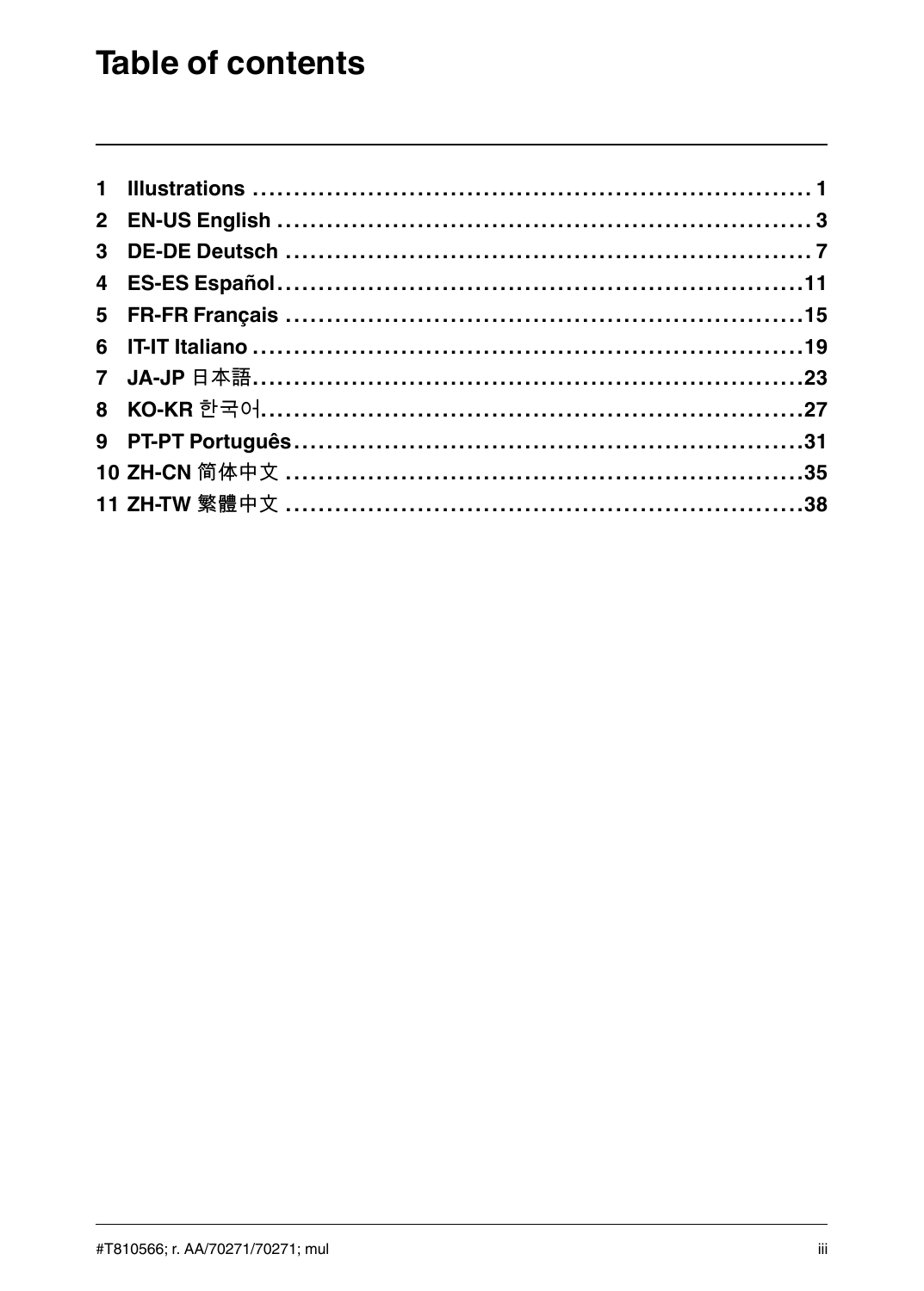# Table of contents

1 Illustrations .................................................................... 1
2 EN-US English .................................................................. 3
3 DE-DE Deutsch .................................................................. 7
4 ES-ES Español.................................................................11
5 FR-FR Français ...............................................................15
6 IT-IT Italiano ...................................................................19
7 JA-JP 日本語....................................................................23
8 KO-KR 한국어..................................................................27
9 PT-PT Português..............................................................31
10 ZH-CN 简体中文 ...............................................................35
11 ZH-TW 繁體中文 ...............................................................38

#T810566; r. AA/70271/70271; mul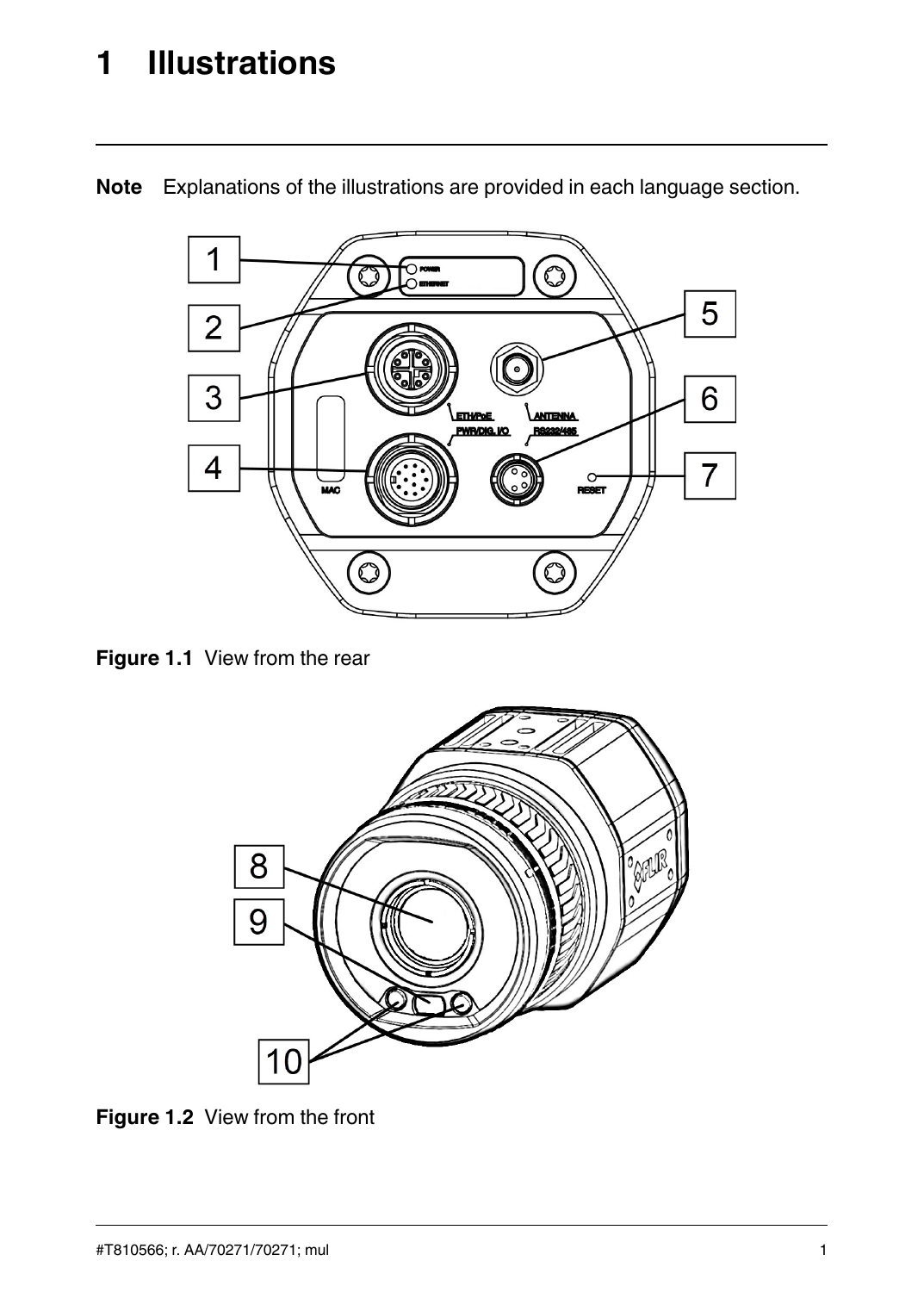# 1 Illustrations

**Note** Explanations of the illustrations are provided in each language section.

**Figure 1.1** View from the rear

**Figure 1.2** View from the front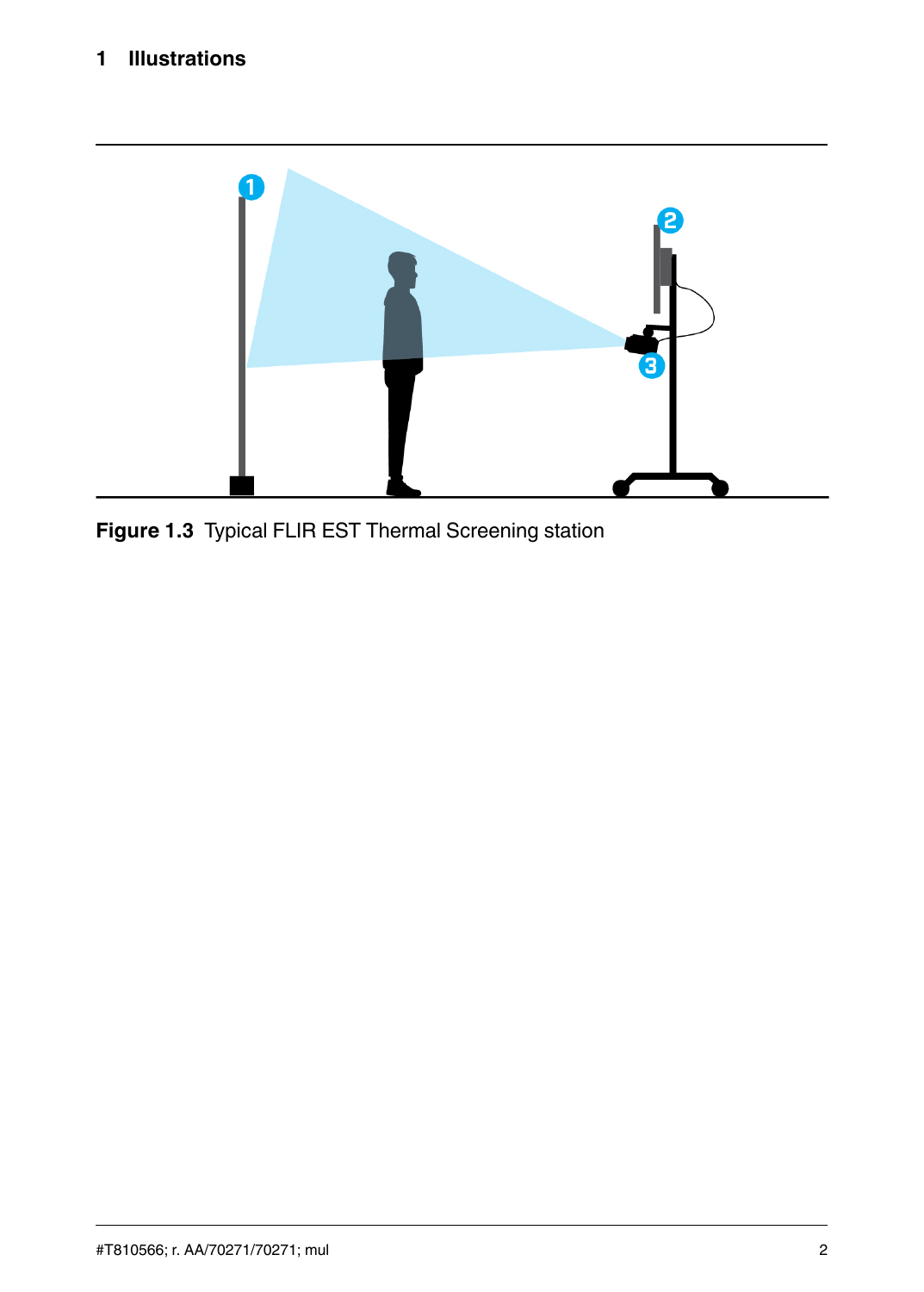Figure 1.3 Typical FLIR EST Thermal Screening station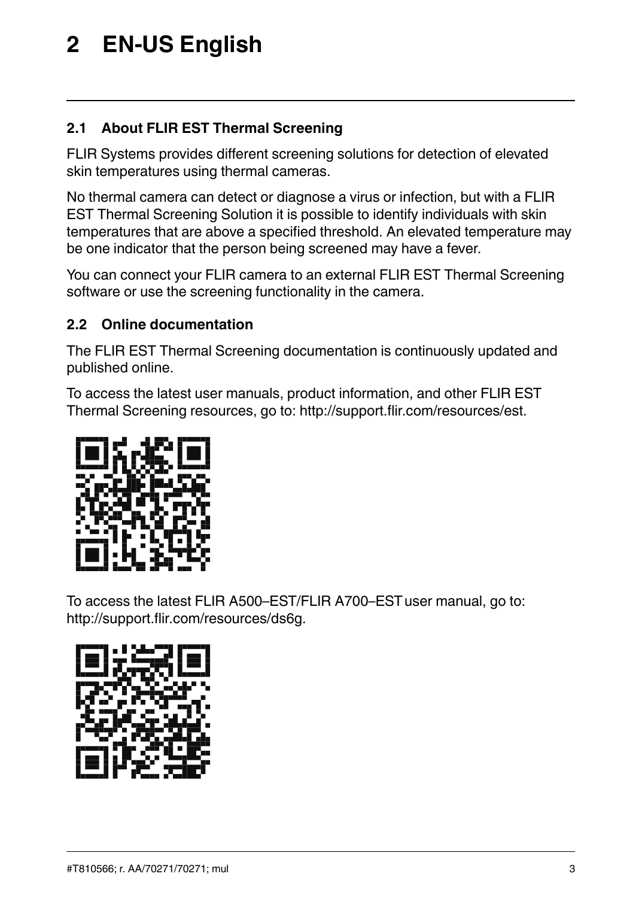# 2 EN-US English

## 2.1 About FLIR EST Thermal Screening

FLIR Systems provides different screening solutions for detection of elevated skin temperatures using thermal cameras.

No thermal camera can detect or diagnose a virus or infection, but with a FLIR EST Thermal Screening Solution it is possible to identify individuals with skin temperatures that are above a specified threshold. An elevated temperature may be one indicator that the person being screened may have a fever.

You can connect your FLIR camera to an external FLIR EST Thermal Screening software or use the screening functionality in the camera.

## 2.2 Online documentation

The FLIR EST Thermal Screening documentation is continuously updated and published online.

To access the latest user manuals, product information, and other FLIR EST Thermal Screening resources, go to: http://support.flir.com/resources/est.

To access the latest FLIR A500–EST/FLIR A700–EST user manual, go to: http://support.flir.com/resources/ds6g.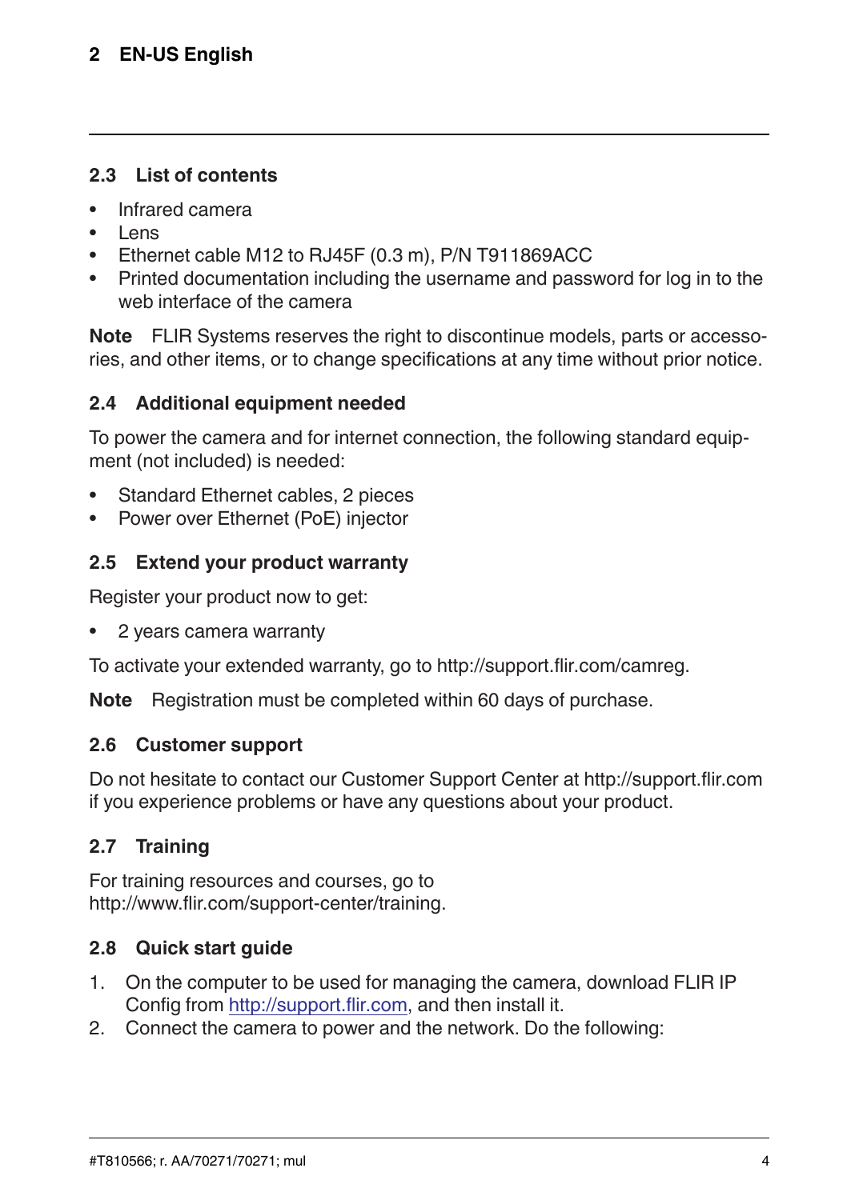### 2.3 List of contents

- Infrared camera
- Lens
- Ethernet cable M12 to RJ45F (0.3 m), P/N T911869ACC
- Printed documentation including the username and password for log in to the web interface of the camera

**Note** FLIR Systems reserves the right to discontinue models, parts or accessories, and other items, or to change specifications at any time without prior notice.

### 2.4 Additional equipment needed

To power the camera and for internet connection, the following standard equipment (not included) is needed:

- Standard Ethernet cables, 2 pieces
- Power over Ethernet (PoE) injector

### 2.5 Extend your product warranty

Register your product now to get:

- 2 years camera warranty

To activate your extended warranty, go to http://support.flir.com/camreg.

**Note** Registration must be completed within 60 days of purchase.

### 2.6 Customer support

Do not hesitate to contact our Customer Support Center at http://support.flir.com if you experience problems or have any questions about your product.

### 2.7 Training

For training resources and courses, go to http://www.flir.com/support-center/training.

### 2.8 Quick start guide

1. On the computer to be used for managing the camera, download FLIR IP Config from http://support.flir.com, and then install it.
2. Connect the camera to power and the network. Do the following: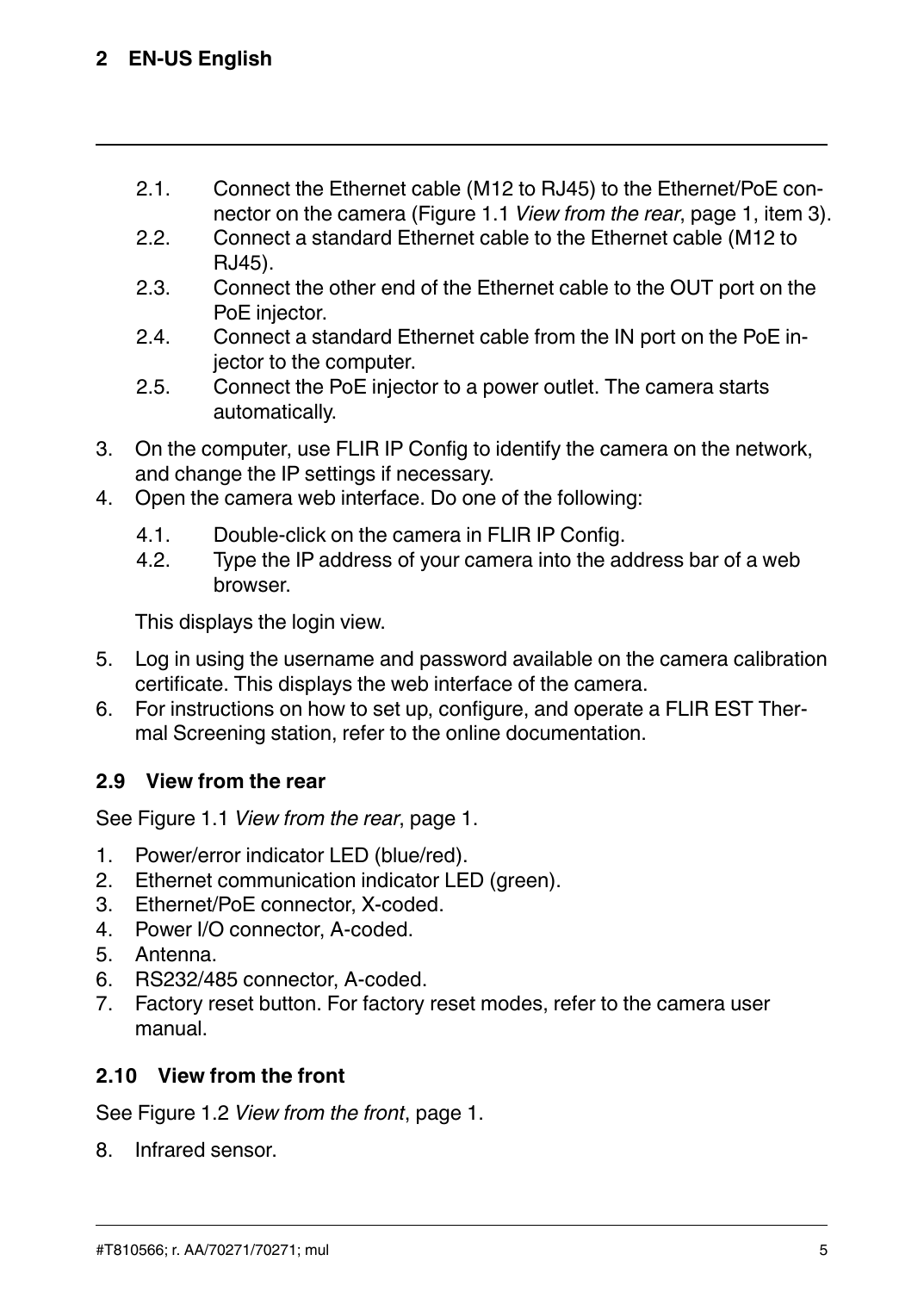2.1. Connect the Ethernet cable (M12 to RJ45) to the Ethernet/PoE connector on the camera (Figure 1.1 *View from the rear*, page 1, item 3).
2.2. Connect a standard Ethernet cable to the Ethernet cable (M12 to RJ45).
2.3. Connect the other end of the Ethernet cable to the OUT port on the PoE injector.
2.4. Connect a standard Ethernet cable from the IN port on the PoE injector to the computer.
2.5. Connect the PoE injector to a power outlet. The camera starts automatically.

3. On the computer, use FLIR IP Config to identify the camera on the network, and change the IP settings if necessary.
4. Open the camera web interface. Do one of the following:

   4.1. Double-click on the camera in FLIR IP Config.
   4.2. Type the IP address of your camera into the address bar of a web browser.

   This displays the login view.

5. Log in using the username and password available on the camera calibration certificate. This displays the web interface of the camera.
6. For instructions on how to set up, configure, and operate a FLIR EST Thermal Screening station, refer to the online documentation.

### 2.9 View from the rear

See Figure 1.1 *View from the rear*, page 1.

1. Power/error indicator LED (blue/red).
2. Ethernet communication indicator LED (green).
3. Ethernet/PoE connector, X-coded.
4. Power I/O connector, A-coded.
5. Antenna.
6. RS232/485 connector, A-coded.
7. Factory reset button. For factory reset modes, refer to the camera user manual.

### 2.10 View from the front

See Figure 1.2 *View from the front*, page 1.

8. Infrared sensor.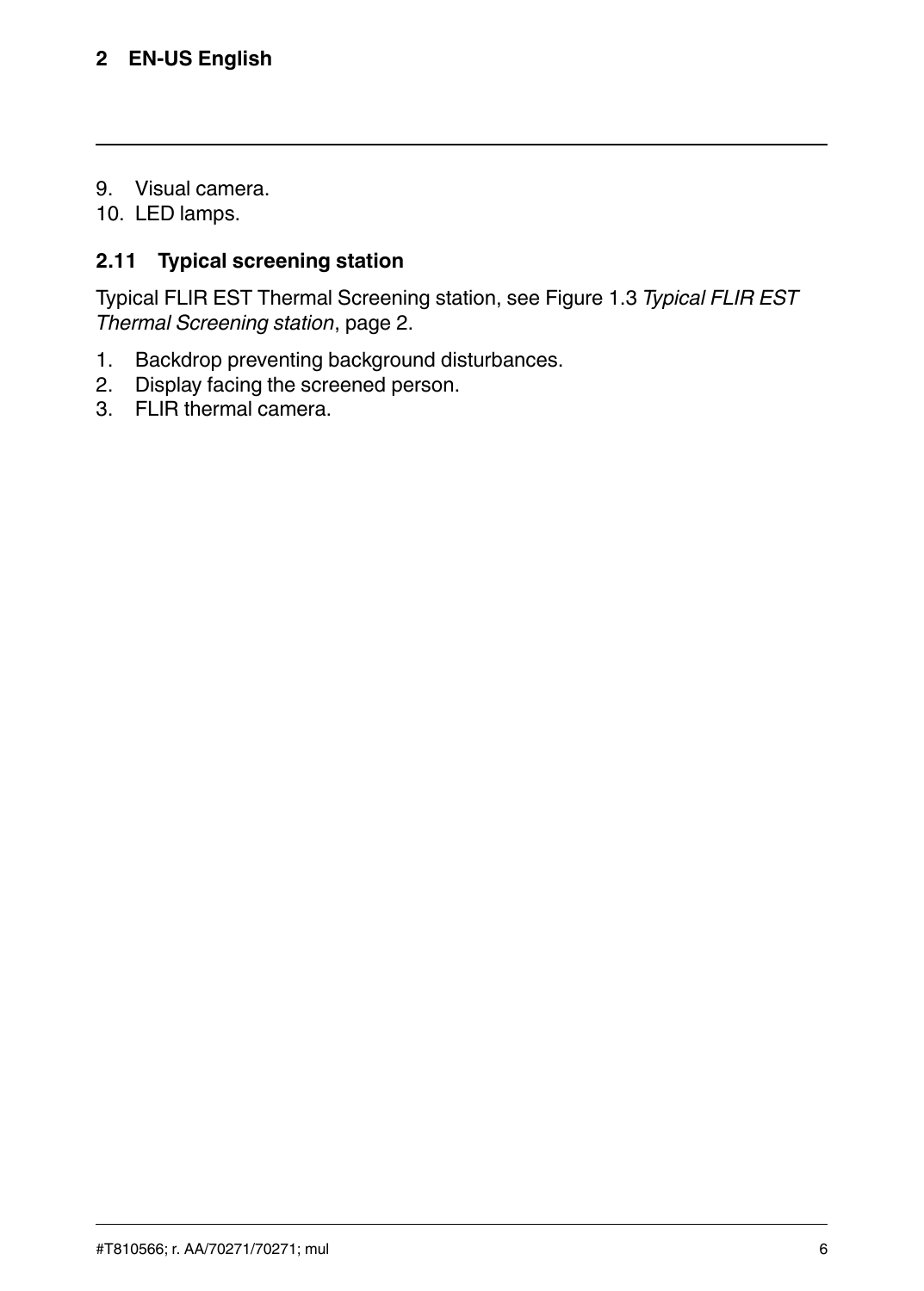9. Visual camera.
10. LED lamps.

### 2.11 Typical screening station

Typical FLIR EST Thermal Screening station, see Figure 1.3 *Typical FLIR EST Thermal Screening station*, page 2.

1. Backdrop preventing background disturbances.
2. Display facing the screened person.
3. FLIR thermal camera.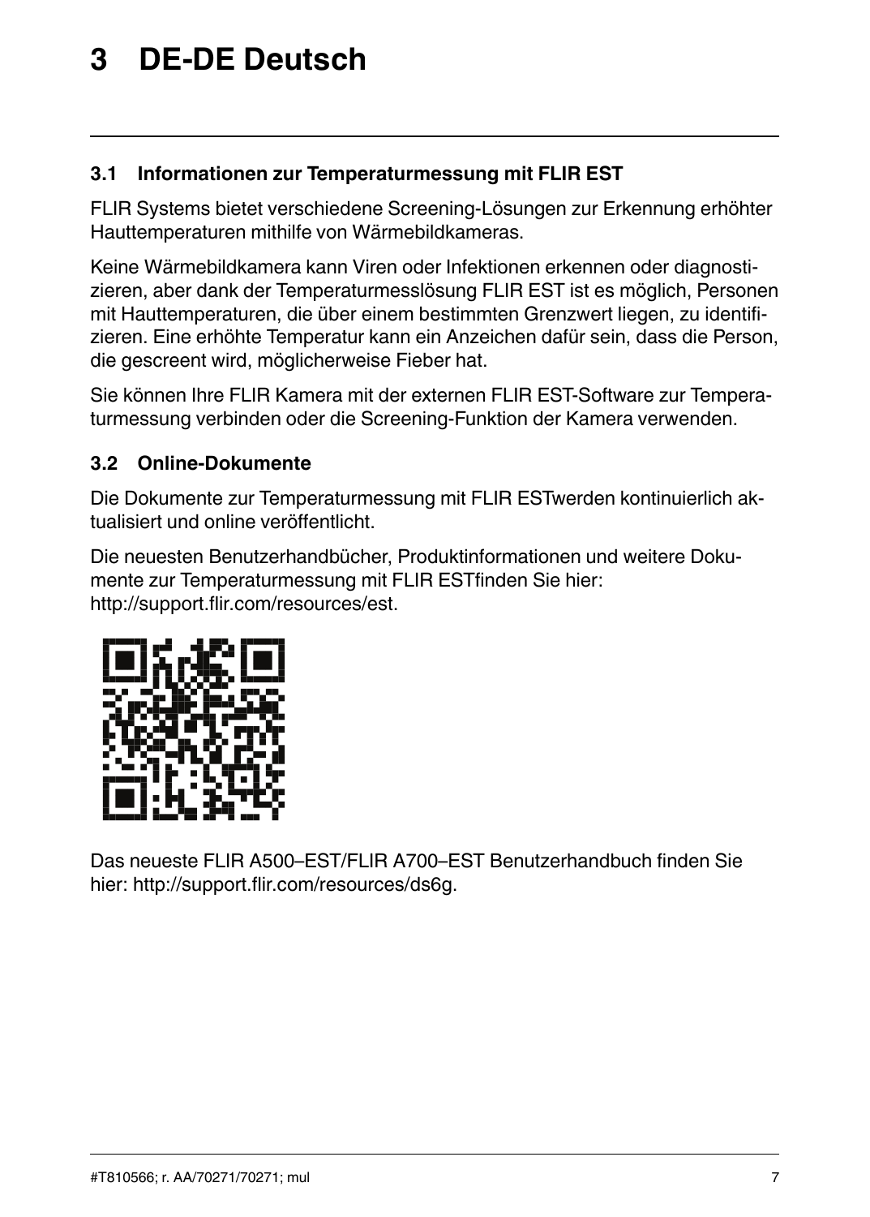# 3 DE-DE Deutsch

## 3.1 Informationen zur Temperaturmessung mit FLIR EST

FLIR Systems bietet verschiedene Screening-Lösungen zur Erkennung erhöhter Hauttemperaturen mithilfe von Wärmebildkameras.

Keine Wärmebildkamera kann Viren oder Infektionen erkennen oder diagnostizieren, aber dank der Temperaturmesslösung FLIR EST ist es möglich, Personen mit Hauttemperaturen, die über einem bestimmten Grenzwert liegen, zu identifizieren. Eine erhöhte Temperatur kann ein Anzeichen dafür sein, dass die Person, die gescreent wird, möglicherweise Fieber hat.

Sie können Ihre FLIR Kamera mit der externen FLIR EST-Software zur Temperaturmessung verbinden oder die Screening-Funktion der Kamera verwenden.

## 3.2 Online-Dokumente

Die Dokumente zur Temperaturmessung mit FLIR ESTwerden kontinuierlich aktualisiert und online veröffentlicht.

Die neuesten Benutzerhandbücher, Produktinformationen und weitere Dokumente zur Temperaturmessung mit FLIR ESTfinden Sie hier: http://support.flir.com/resources/est.

Das neueste FLIR A500–EST/FLIR A700–EST Benutzerhandbuch finden Sie hier: http://support.flir.com/resources/ds6g.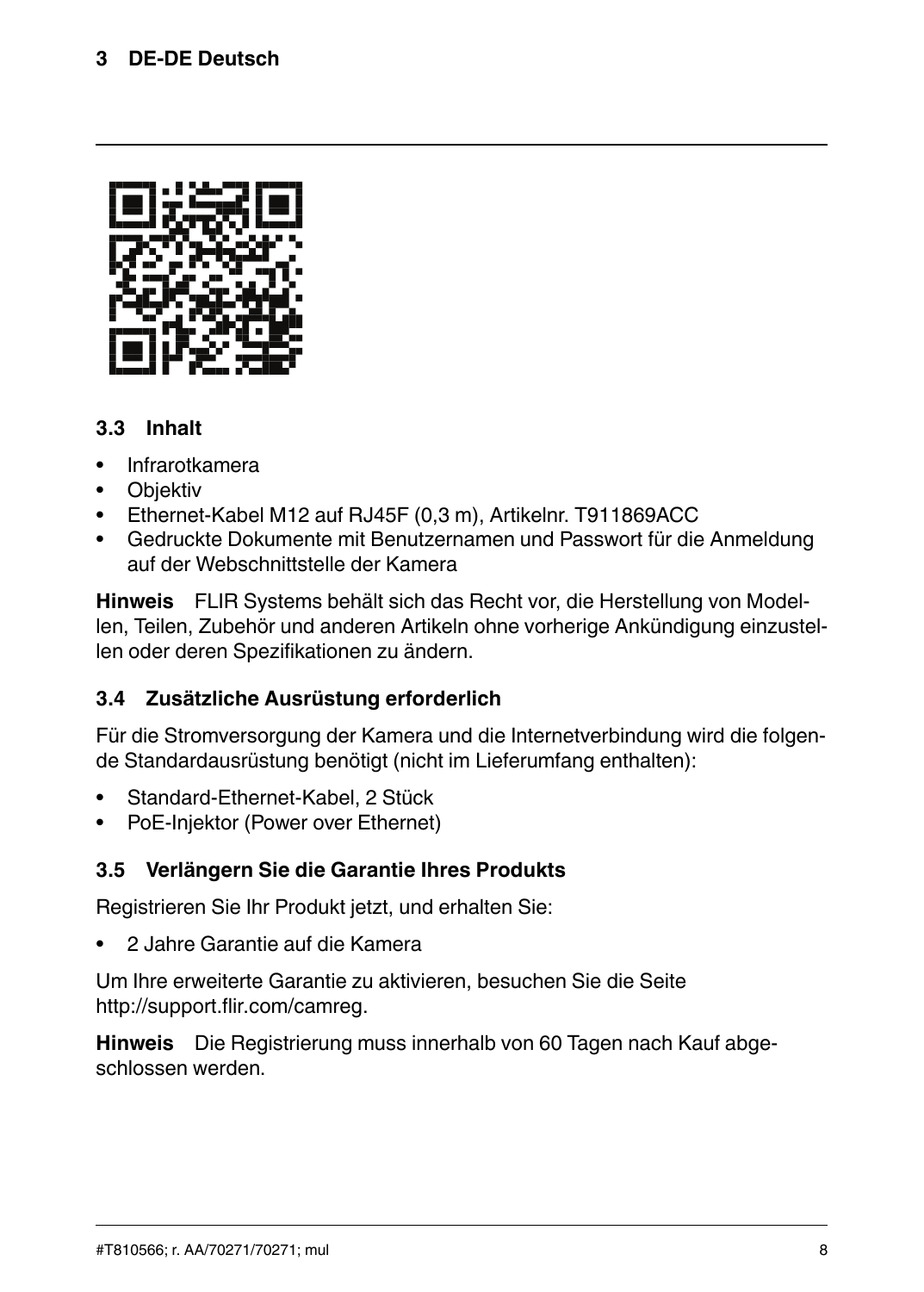## 3.3 Inhalt

- Infrarotkamera
- Objektiv
- Ethernet-Kabel M12 auf RJ45F (0,3 m), Artikelnr. T911869ACC
- Gedruckte Dokumente mit Benutzernamen und Passwort für die Anmeldung auf der Webschnittstelle der Kamera

**Hinweis** FLIR Systems behält sich das Recht vor, die Herstellung von Modellen, Teilen, Zubehör und anderen Artikeln ohne vorherige Ankündigung einzustellen oder deren Spezifikationen zu ändern.

## 3.4 Zusätzliche Ausrüstung erforderlich

Für die Stromversorgung der Kamera und die Internetverbindung wird die folgende Standardausrüstung benötigt (nicht im Lieferumfang enthalten):

- Standard-Ethernet-Kabel, 2 Stück
- PoE-Injektor (Power over Ethernet)

## 3.5 Verlängern Sie die Garantie Ihres Produkts

Registrieren Sie Ihr Produkt jetzt, und erhalten Sie:

- 2 Jahre Garantie auf die Kamera

Um Ihre erweiterte Garantie zu aktivieren, besuchen Sie die Seite http://support.flir.com/camreg.

**Hinweis** Die Registrierung muss innerhalb von 60 Tagen nach Kauf abgeschlossen werden.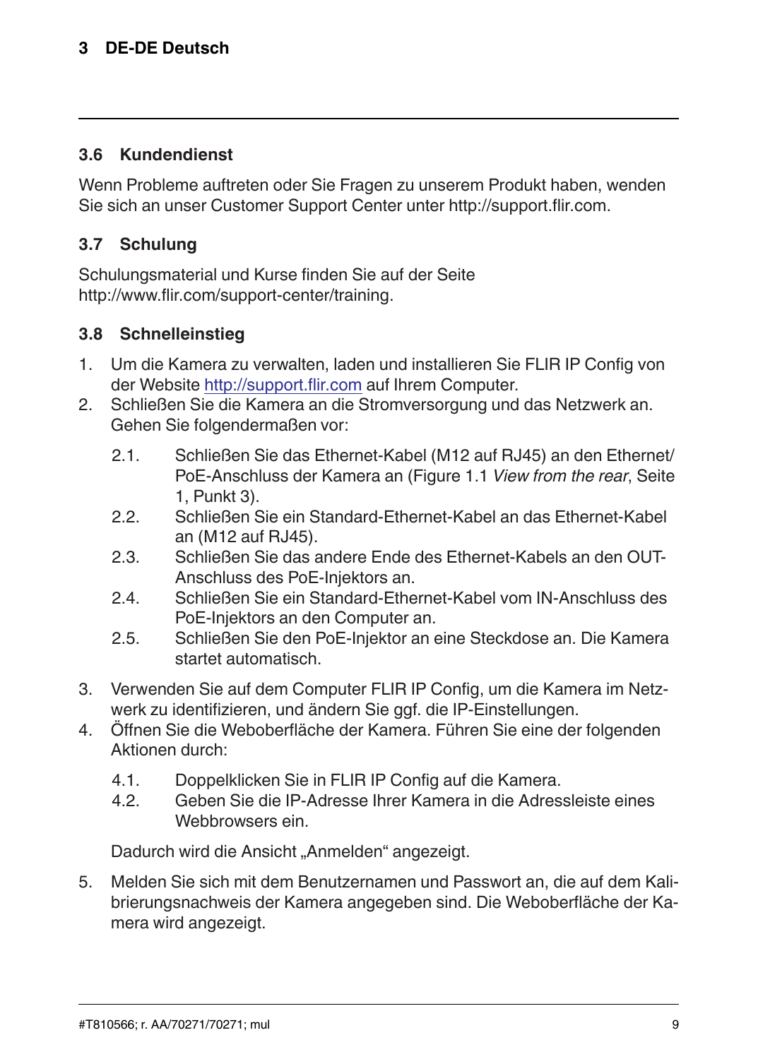### 3.6 Kundendienst

Wenn Probleme auftreten oder Sie Fragen zu unserem Produkt haben, wenden Sie sich an unser Customer Support Center unter http://support.flir.com.

### 3.7 Schulung

Schulungsmaterial und Kurse finden Sie auf der Seite http://www.flir.com/support-center/training.

### 3.8 Schnelleinstieg

1. Um die Kamera zu verwalten, laden und installieren Sie FLIR IP Config von der Website http://support.flir.com auf Ihrem Computer.
2. Schließen Sie die Kamera an die Stromversorgung und das Netzwerk an. Gehen Sie folgendermaßen vor:
    2.1. Schließen Sie das Ethernet-Kabel (M12 auf RJ45) an den Ethernet/PoE-Anschluss der Kamera an (Figure 1.1 *View from the rear*, Seite 1, Punkt 3).
    2.2. Schließen Sie ein Standard-Ethernet-Kabel an das Ethernet-Kabel an (M12 auf RJ45).
    2.3. Schließen Sie das andere Ende des Ethernet-Kabels an den OUT-Anschluss des PoE-Injektors an.
    2.4. Schließen Sie ein Standard-Ethernet-Kabel vom IN-Anschluss des PoE-Injektors an den Computer an.
    2.5. Schließen Sie den PoE-Injektor an eine Steckdose an. Die Kamera startet automatisch.
3. Verwenden Sie auf dem Computer FLIR IP Config, um die Kamera im Netzwerk zu identifizieren, und ändern Sie ggf. die IP-Einstellungen.
4. Öffnen Sie die Weboberfläche der Kamera. Führen Sie eine der folgenden Aktionen durch:
    4.1. Doppelklicken Sie in FLIR IP Config auf die Kamera.
    4.2. Geben Sie die IP-Adresse Ihrer Kamera in die Adressleiste eines Webbrowsers ein.

    Dadurch wird die Ansicht „Anmelden“ angezeigt.
5. Melden Sie sich mit dem Benutzernamen und Passwort an, die auf dem Kalibrierungsnachweis der Kamera angegeben sind. Die Weboberfläche der Kamera wird angezeigt.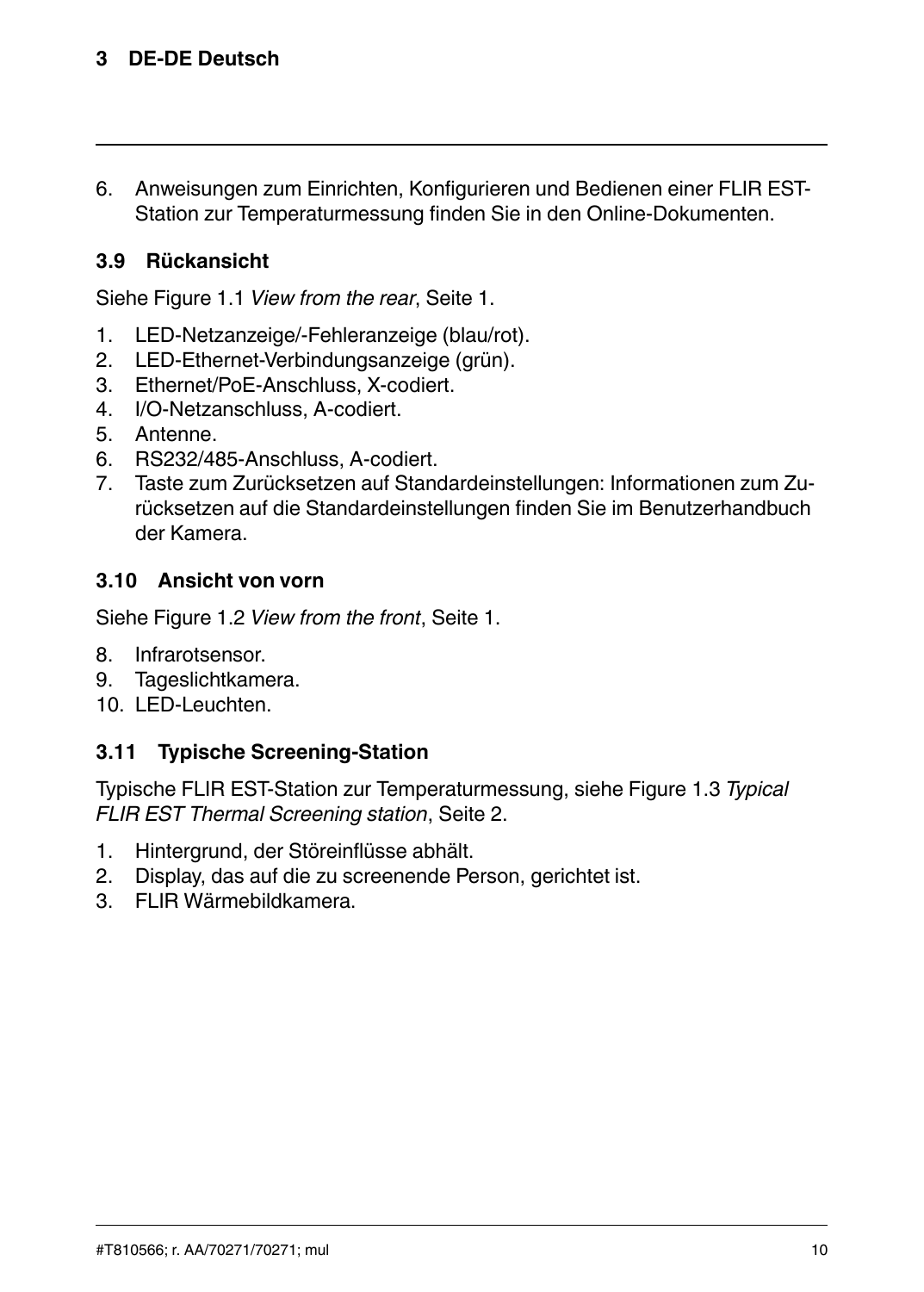6. Anweisungen zum Einrichten, Konfigurieren und Bedienen einer FLIR EST-Station zur Temperaturmessung finden Sie in den Online-Dokumenten.

## 3.9 Rückansicht

Siehe Figure 1.1 *View from the rear*, Seite 1.

1. LED-Netzanzeige/-Fehleranzeige (blau/rot).
2. LED-Ethernet-Verbindungsanzeige (grün).
3. Ethernet/PoE-Anschluss, X-codiert.
4. I/O-Netzanschluss, A-codiert.
5. Antenne.
6. RS232/485-Anschluss, A-codiert.
7. Taste zum Zurücksetzen auf Standardeinstellungen: Informationen zum Zurücksetzen auf die Standardeinstellungen finden Sie im Benutzerhandbuch der Kamera.

## 3.10 Ansicht von vorn

Siehe Figure 1.2 *View from the front*, Seite 1.

8. Infrarotsensor.
9. Tageslichtkamera.
10. LED-Leuchten.

## 3.11 Typische Screening-Station

Typische FLIR EST-Station zur Temperaturmessung, siehe Figure 1.3 *Typical FLIR EST Thermal Screening station*, Seite 2.

1. Hintergrund, der Störeinflüsse abhält.
2. Display, das auf die zu screenende Person, gerichtet ist.
3. FLIR Wärmebildkamera.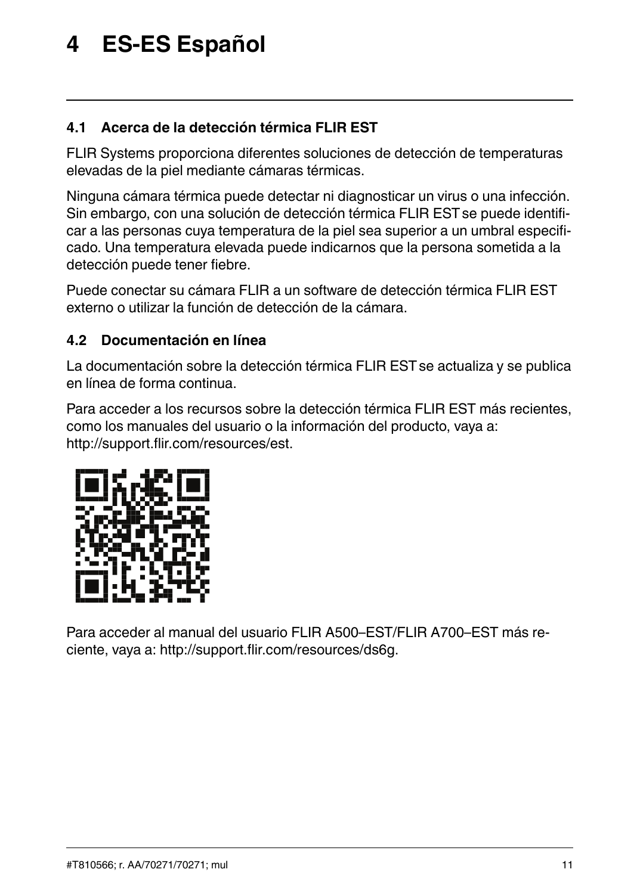# 4 ES-ES Español

## 4.1 Acerca de la detección térmica FLIR EST

FLIR Systems proporciona diferentes soluciones de detección de temperaturas elevadas de la piel mediante cámaras térmicas.

Ninguna cámara térmica puede detectar ni diagnosticar un virus o una infección. Sin embargo, con una solución de detección térmica FLIR EST se puede identificar a las personas cuya temperatura de la piel sea superior a un umbral especificado. Una temperatura elevada puede indicarnos que la persona sometida a la detección puede tener fiebre.

Puede conectar su cámara FLIR a un software de detección térmica FLIR EST externo o utilizar la función de detección de la cámara.

## 4.2 Documentación en línea

La documentación sobre la detección térmica FLIR EST se actualiza y se publica en línea de forma continua.

Para acceder a los recursos sobre la detección térmica FLIR EST más recientes, como los manuales del usuario o la información del producto, vaya a: http://support.flir.com/resources/est.

Para acceder al manual del usuario FLIR A500–EST/FLIR A700–EST más reciente, vaya a: http://support.flir.com/resources/ds6g.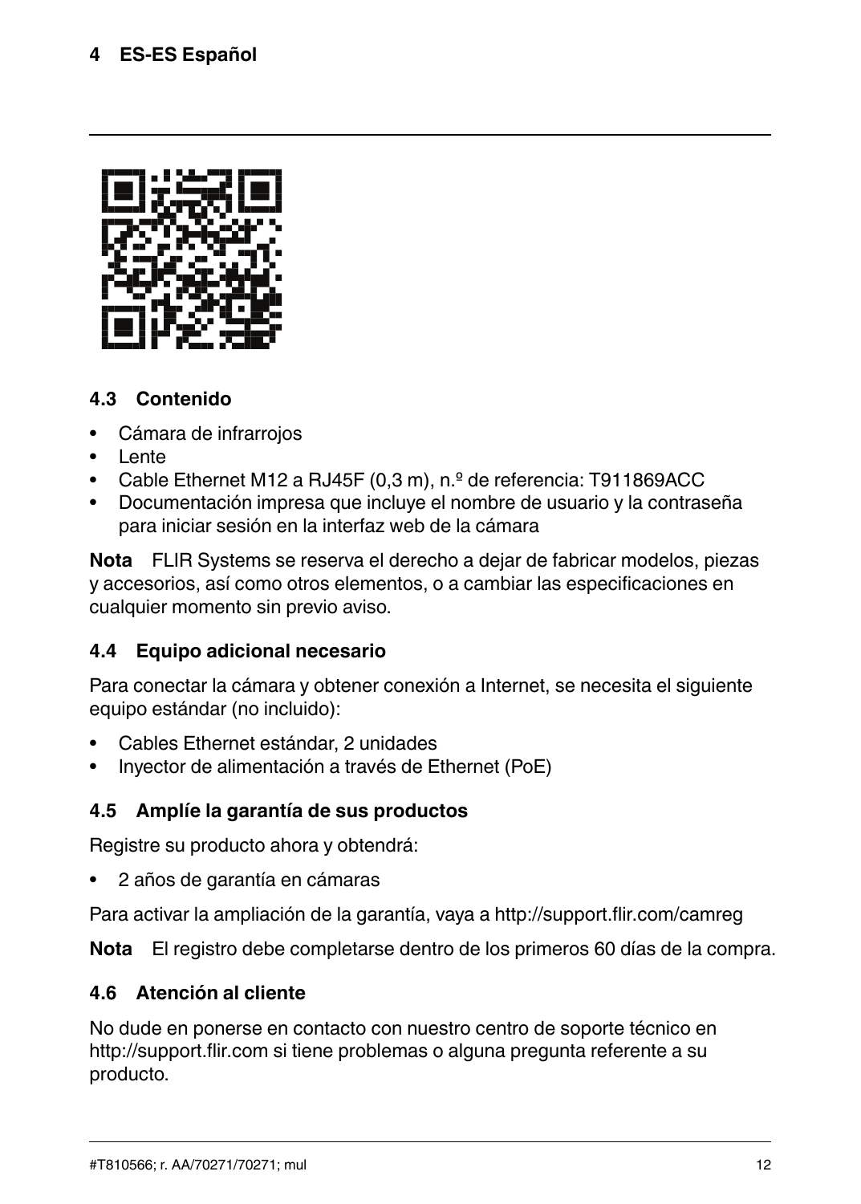### 4.3 Contenido

- Cámara de infrarrojos
- Lente
- Cable Ethernet M12 a RJ45F (0,3 m), n.º de referencia: T911869ACC
- Documentación impresa que incluye el nombre de usuario y la contraseña para iniciar sesión en la interfaz web de la cámara

**Nota** FLIR Systems se reserva el derecho a dejar de fabricar modelos, piezas y accesorios, así como otros elementos, o a cambiar las especificaciones en cualquier momento sin previo aviso.

### 4.4 Equipo adicional necesario

Para conectar la cámara y obtener conexión a Internet, se necesita el siguiente equipo estándar (no incluido):

- Cables Ethernet estándar, 2 unidades
- Inyector de alimentación a través de Ethernet (PoE)

### 4.5 Amplíe la garantía de sus productos

Registre su producto ahora y obtendrá:

- 2 años de garantía en cámaras

Para activar la ampliación de la garantía, vaya a http://support.flir.com/camreg

**Nota** El registro debe completarse dentro de los primeros 60 días de la compra.

### 4.6 Atención al cliente

No dude en ponerse en contacto con nuestro centro de soporte técnico en http://support.flir.com si tiene problemas o alguna pregunta referente a su producto.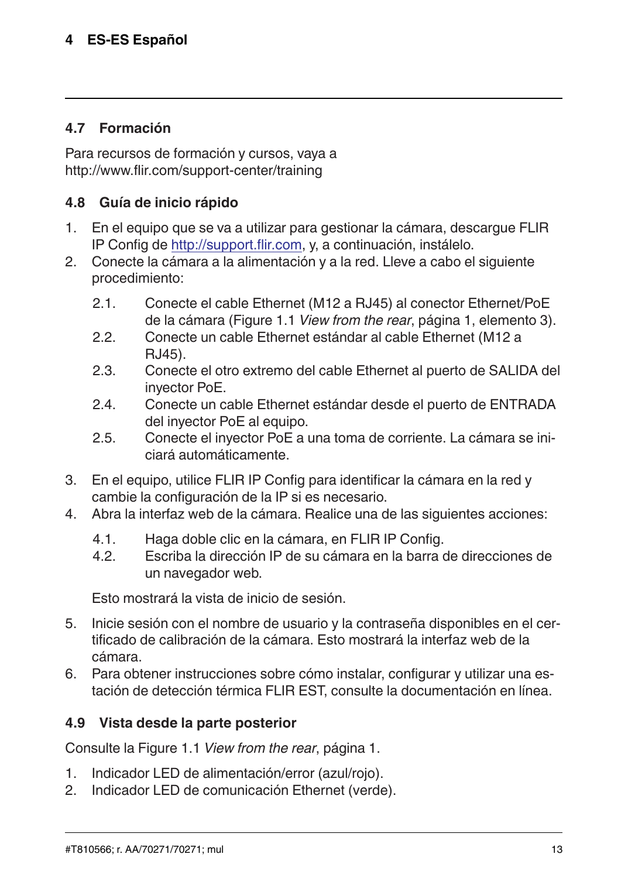## 4.7 Formación

Para recursos de formación y cursos, vaya a http://www.flir.com/support-center/training

## 4.8 Guía de inicio rápido

1. En el equipo que se va a utilizar para gestionar la cámara, descargue FLIR IP Config de http://support.flir.com, y, a continuación, instálelo.
2. Conecte la cámara a la alimentación y a la red. Lleve a cabo el siguiente procedimiento:
   2.1. Conecte el cable Ethernet (M12 a RJ45) al conector Ethernet/PoE de la cámara (Figure 1.1 *View from the rear*, página 1, elemento 3).
   2.2. Conecte un cable Ethernet estándar al cable Ethernet (M12 a RJ45).
   2.3. Conecte el otro extremo del cable Ethernet al puerto de SALIDA del inyector PoE.
   2.4. Conecte un cable Ethernet estándar desde el puerto de ENTRADA del inyector PoE al equipo.
   2.5. Conecte el inyector PoE a una toma de corriente. La cámara se iniciará automáticamente.
3. En el equipo, utilice FLIR IP Config para identificar la cámara en la red y cambie la configuración de la IP si es necesario.
4. Abra la interfaz web de la cámara. Realice una de las siguientes acciones:
   4.1. Haga doble clic en la cámara, en FLIR IP Config.
   4.2. Escriba la dirección IP de su cámara en la barra de direcciones de un navegador web.

   Esto mostrará la vista de inicio de sesión.
5. Inicie sesión con el nombre de usuario y la contraseña disponibles en el certificado de calibración de la cámara. Esto mostrará la interfaz web de la cámara.
6. Para obtener instrucciones sobre cómo instalar, configurar y utilizar una estación de detección térmica FLIR EST, consulte la documentación en línea.

## 4.9 Vista desde la parte posterior

Consulte la Figure 1.1 *View from the rear*, página 1.

1. Indicador LED de alimentación/error (azul/rojo).
2. Indicador LED de comunicación Ethernet (verde).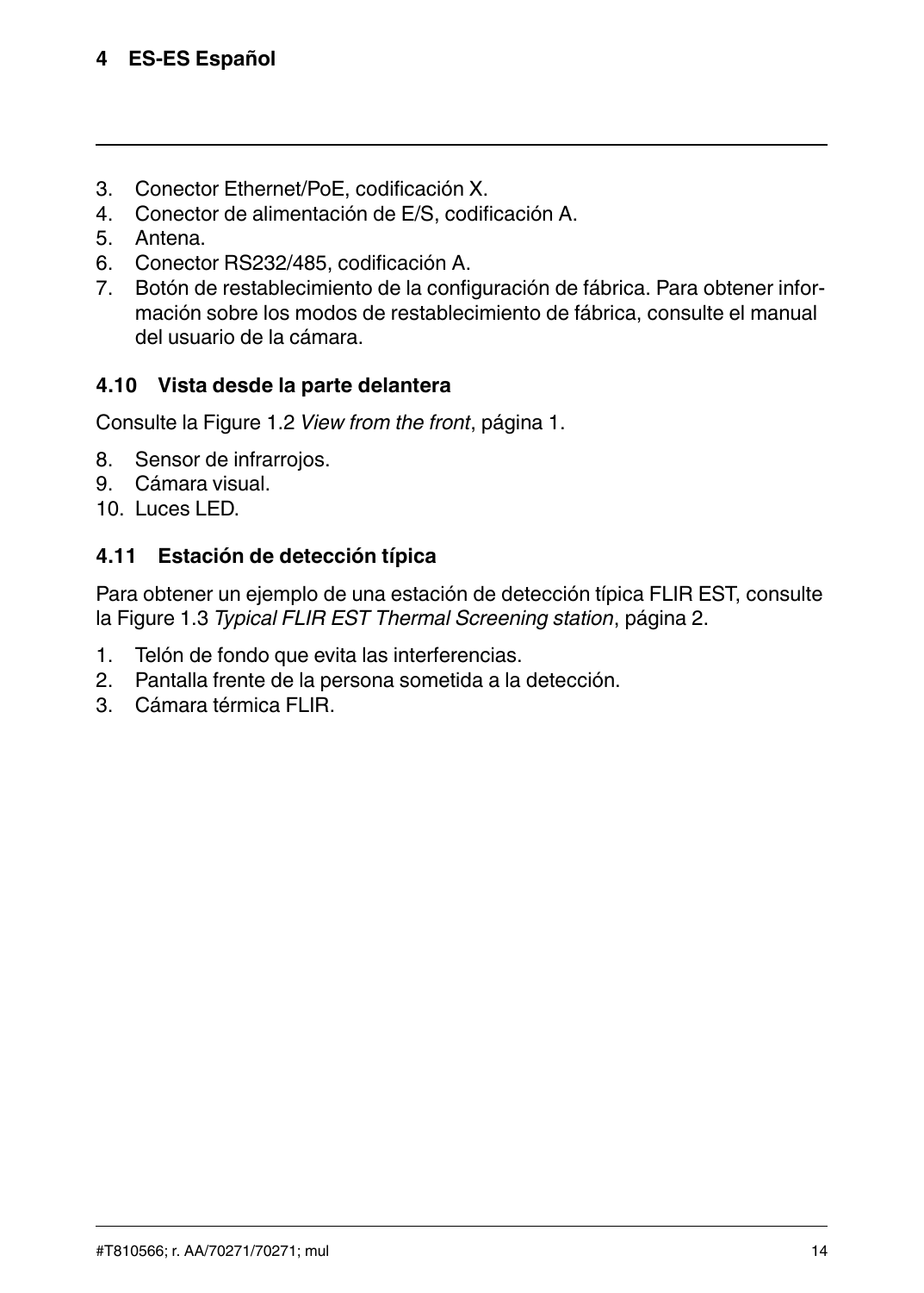3. Conector Ethernet/PoE, codificación X.
4. Conector de alimentación de E/S, codificación A.
5. Antena.
6. Conector RS232/485, codificación A.
7. Botón de restablecimiento de la configuración de fábrica. Para obtener información sobre los modos de restablecimiento de fábrica, consulte el manual del usuario de la cámara.

### 4.10 Vista desde la parte delantera

Consulte la Figure 1.2 *View from the front*, página 1.

8. Sensor de infrarrojos.
9. Cámara visual.
10. Luces LED.

### 4.11 Estación de detección típica

Para obtener un ejemplo de una estación de detección típica FLIR EST, consulte la Figure 1.3 *Typical FLIR EST Thermal Screening station*, página 2.

1. Telón de fondo que evita las interferencias.
2. Pantalla frente de la persona sometida a la detección.
3. Cámara térmica FLIR.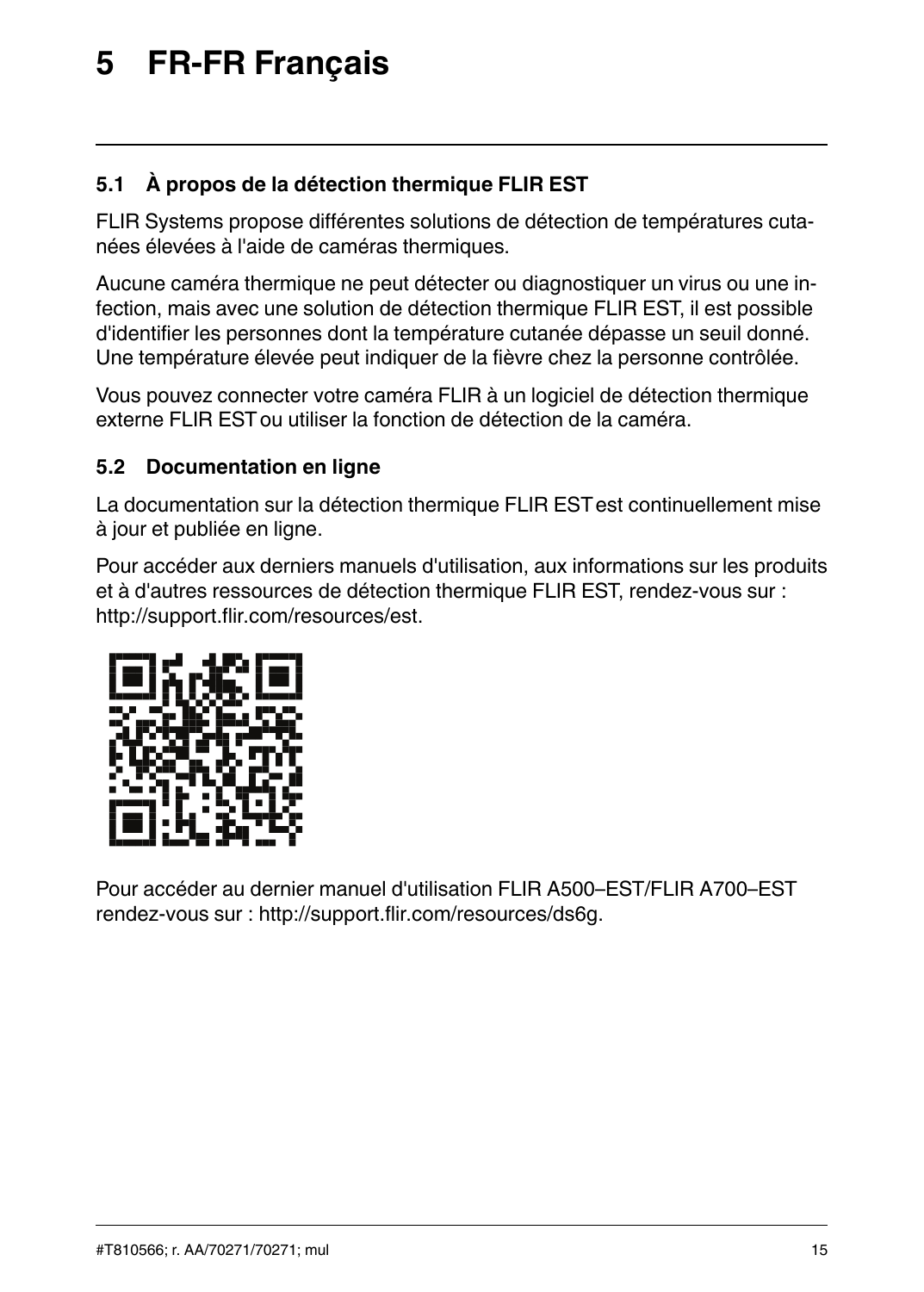# 5 FR-FR Français

## 5.1 À propos de la détection thermique FLIR EST

FLIR Systems propose différentes solutions de détection de températures cutanées élevées à l'aide de caméras thermiques.

Aucune caméra thermique ne peut détecter ou diagnostiquer un virus ou une infection, mais avec une solution de détection thermique FLIR EST, il est possible d'identifier les personnes dont la température cutanée dépasse un seuil donné. Une température élevée peut indiquer de la fièvre chez la personne contrôlée.

Vous pouvez connecter votre caméra FLIR à un logiciel de détection thermique externe FLIR EST ou utiliser la fonction de détection de la caméra.

## 5.2 Documentation en ligne

La documentation sur la détection thermique FLIR EST est continuellement mise à jour et publiée en ligne.

Pour accéder aux derniers manuels d'utilisation, aux informations sur les produits et à d'autres ressources de détection thermique FLIR EST, rendez-vous sur : http://support.flir.com/resources/est.

Pour accéder au dernier manuel d'utilisation FLIR A500–EST/FLIR A700–EST rendez-vous sur : http://support.flir.com/resources/ds6g.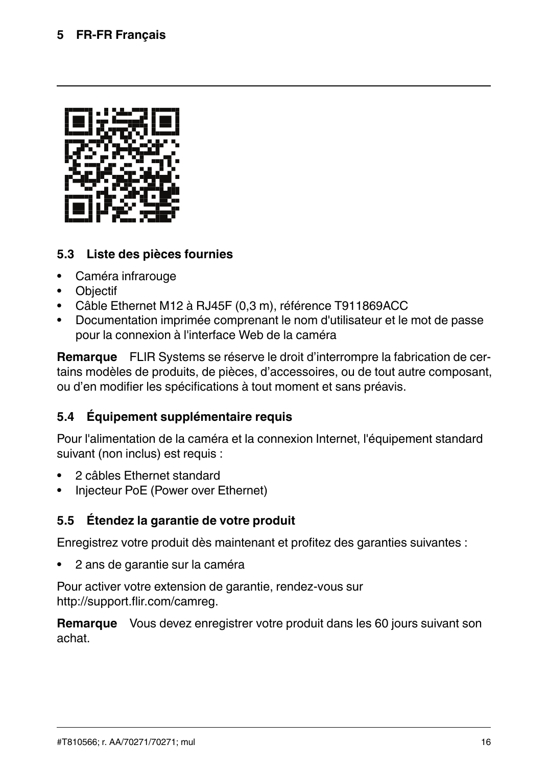## 5.3 Liste des pièces fournies

- Caméra infrarouge
- Objectif
- Câble Ethernet M12 à RJ45F (0,3 m), référence T911869ACC
- Documentation imprimée comprenant le nom d'utilisateur et le mot de passe pour la connexion à l'interface Web de la caméra

**Remarque** FLIR Systems se réserve le droit d'interrompre la fabrication de certains modèles de produits, de pièces, d'accessoires, ou de tout autre composant, ou d'en modifier les spécifications à tout moment et sans préavis.

## 5.4 Équipement supplémentaire requis

Pour l'alimentation de la caméra et la connexion Internet, l'équipement standard suivant (non inclus) est requis :

- 2 câbles Ethernet standard
- Injecteur PoE (Power over Ethernet)

## 5.5 Étendez la garantie de votre produit

Enregistrez votre produit dès maintenant et profitez des garanties suivantes :

- 2 ans de garantie sur la caméra

Pour activer votre extension de garantie, rendez-vous sur http://support.flir.com/camreg.

**Remarque** Vous devez enregistrer votre produit dans les 60 jours suivant son achat.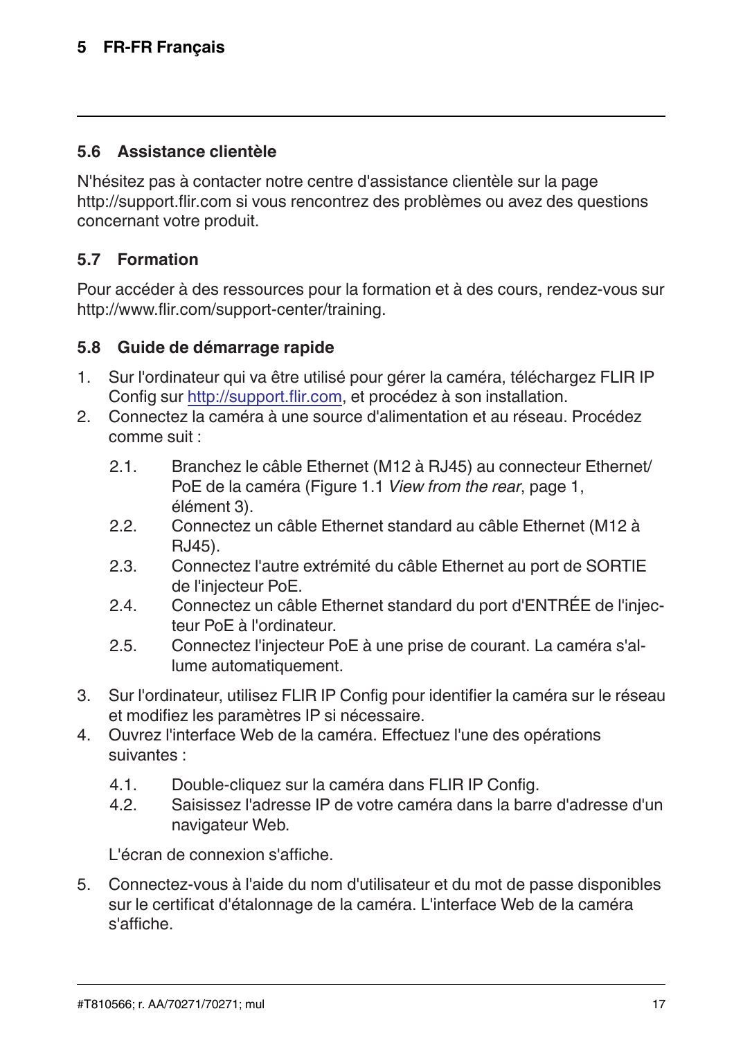## 5.6 Assistance clientèle

N'hésitez pas à contacter notre centre d'assistance clientèle sur la page http://support.flir.com si vous rencontrez des problèmes ou avez des questions concernant votre produit.

## 5.7 Formation

Pour accéder à des ressources pour la formation et à des cours, rendez-vous sur http://www.flir.com/support-center/training.

## 5.8 Guide de démarrage rapide

1. Sur l'ordinateur qui va être utilisé pour gérer la caméra, téléchargez FLIR IP Config sur http://support.flir.com, et procédez à son installation.
2. Connectez la caméra à une source d'alimentation et au réseau. Procédez comme suit :

    2.1. Branchez le câble Ethernet (M12 à RJ45) au connecteur Ethernet/PoE de la caméra (Figure 1.1 *View from the rear*, page 1, élément 3).
    2.2. Connectez un câble Ethernet standard au câble Ethernet (M12 à RJ45).
    2.3. Connectez l'autre extrémité du câble Ethernet au port de SORTIE de l'injecteur PoE.
    2.4. Connectez un câble Ethernet standard du port d'ENTRÉE de l'injecteur PoE à l'ordinateur.
    2.5. Connectez l'injecteur PoE à une prise de courant. La caméra s'allume automatiquement.

3. Sur l'ordinateur, utilisez FLIR IP Config pour identifier la caméra sur le réseau et modifiez les paramètres IP si nécessaire.
4. Ouvrez l'interface Web de la caméra. Effectuez l'une des opérations suivantes :

    4.1. Double-cliquez sur la caméra dans FLIR IP Config.
    4.2. Saisissez l'adresse IP de votre caméra dans la barre d'adresse d'un navigateur Web.

    L'écran de connexion s'affiche.

5. Connectez-vous à l'aide du nom d'utilisateur et du mot de passe disponibles sur le certificat d'étalonnage de la caméra. L'interface Web de la caméra s'affiche.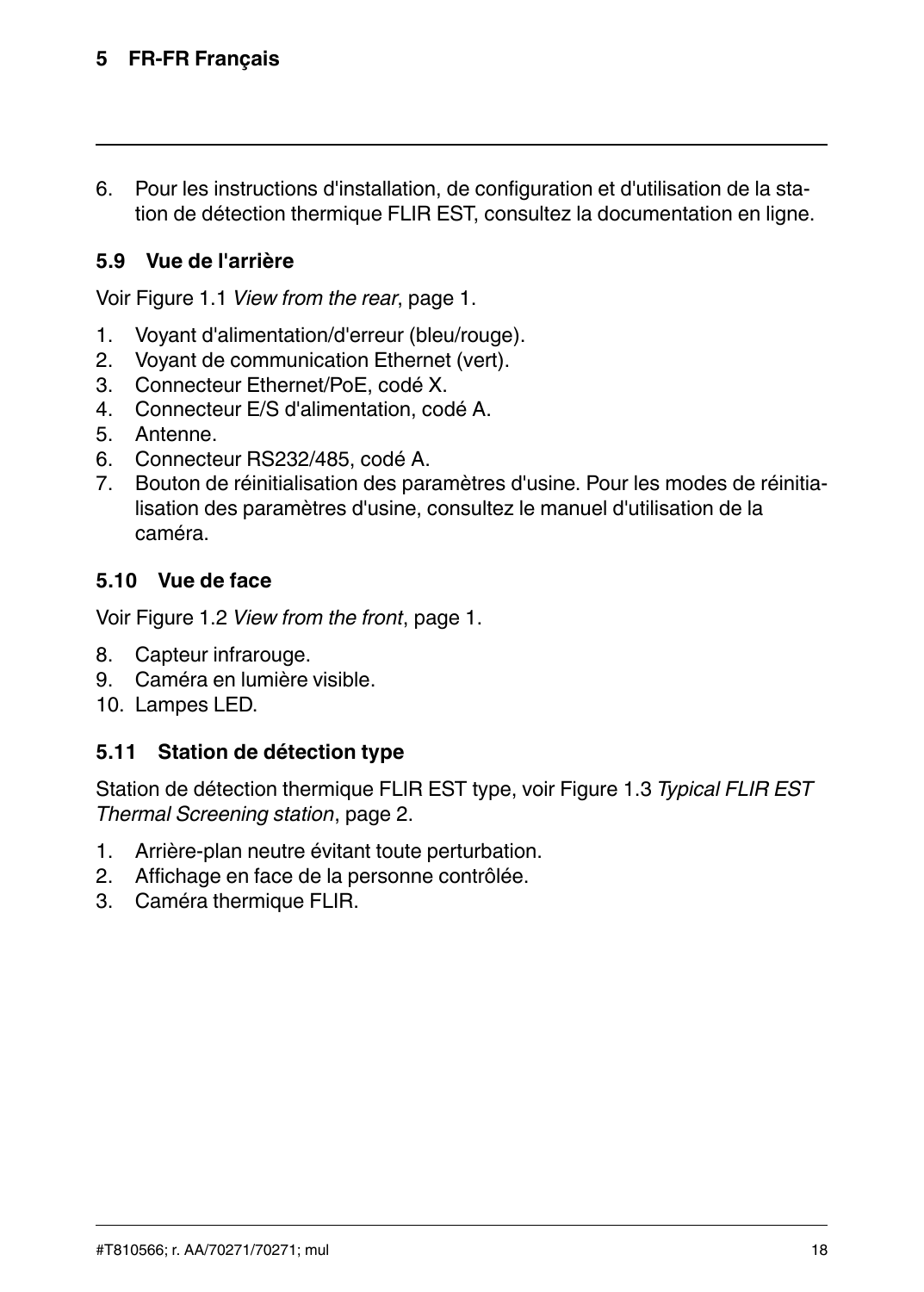6. Pour les instructions d'installation, de configuration et d'utilisation de la station de détection thermique FLIR EST, consultez la documentation en ligne.

## 5.9 Vue de l'arrière

Voir Figure 1.1 *View from the rear*, page 1.

1. Voyant d'alimentation/d'erreur (bleu/rouge).
2. Voyant de communication Ethernet (vert).
3. Connecteur Ethernet/PoE, codé X.
4. Connecteur E/S d'alimentation, codé A.
5. Antenne.
6. Connecteur RS232/485, codé A.
7. Bouton de réinitialisation des paramètres d'usine. Pour les modes de réinitialisation des paramètres d'usine, consultez le manuel d'utilisation de la caméra.

## 5.10 Vue de face

Voir Figure 1.2 *View from the front*, page 1.

8. Capteur infrarouge.
9. Caméra en lumière visible.
10. Lampes LED.

## 5.11 Station de détection type

Station de détection thermique FLIR EST type, voir Figure 1.3 *Typical FLIR EST Thermal Screening station*, page 2.

1. Arrière-plan neutre évitant toute perturbation.
2. Affichage en face de la personne contrôlée.
3. Caméra thermique FLIR.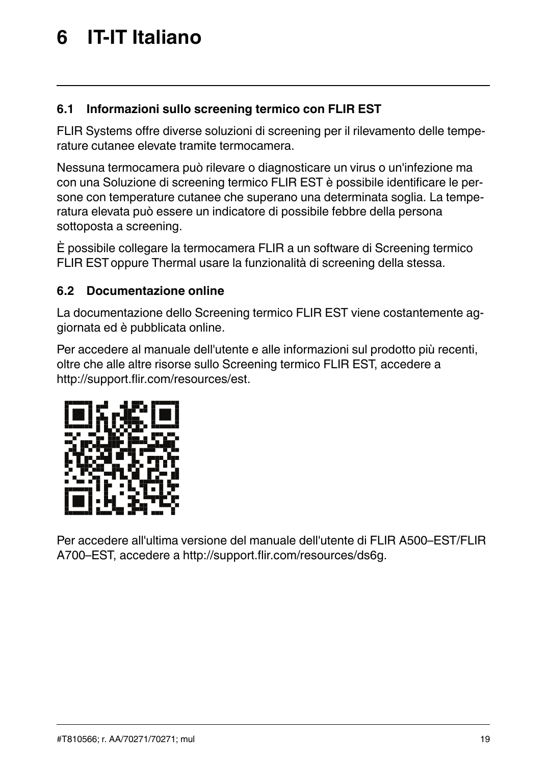# 6 IT-IT Italiano

## 6.1 Informazioni sullo screening termico con FLIR EST

FLIR Systems offre diverse soluzioni di screening per il rilevamento delle temperature cutanee elevate tramite termocamera.

Nessuna termocamera può rilevare o diagnosticare un virus o un'infezione ma con una Soluzione di screening termico FLIR EST è possibile identificare le persone con temperature cutanee che superano una determinata soglia. La temperatura elevata può essere un indicatore di possibile febbre della persona sottoposta a screening.

È possibile collegare la termocamera FLIR a un software di Screening termico FLIR EST oppure Thermal usare la funzionalità di screening della stessa.

## 6.2 Documentazione online

La documentazione dello Screening termico FLIR EST viene costantemente aggiornata ed è pubblicata online.

Per accedere al manuale dell'utente e alle informazioni sul prodotto più recenti, oltre che alle altre risorse sullo Screening termico FLIR EST, accedere a http://support.flir.com/resources/est.

Per accedere all'ultima versione del manuale dell'utente di FLIR A500–EST/FLIR A700–EST, accedere a http://support.flir.com/resources/ds6g.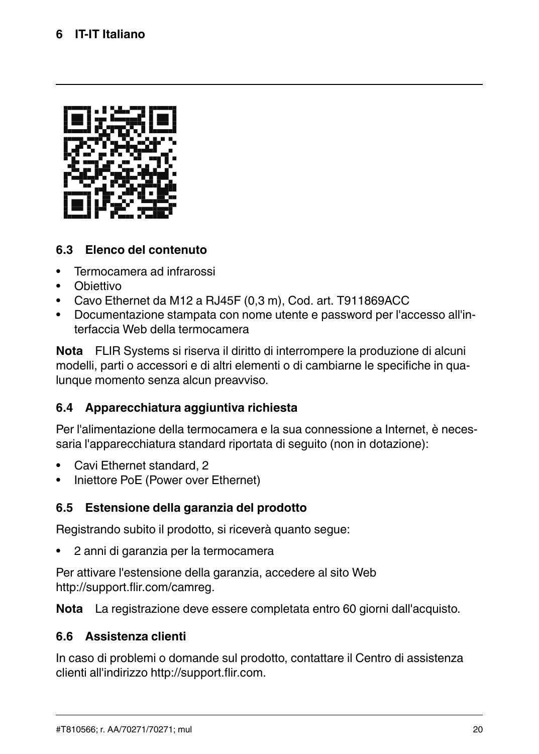## 6.3 Elenco del contenuto

- Termocamera ad infrarossi
- Obiettivo
- Cavo Ethernet da M12 a RJ45F (0,3 m), Cod. art. T911869ACC
- Documentazione stampata con nome utente e password per l'accesso all'interfaccia Web della termocamera

**Nota** FLIR Systems si riserva il diritto di interrompere la produzione di alcuni modelli, parti o accessori e di altri elementi o di cambiarne le specifiche in qualunque momento senza alcun preavviso.

## 6.4 Apparecchiatura aggiuntiva richiesta

Per l'alimentazione della termocamera e la sua connessione a Internet, è necessaria l'apparecchiatura standard riportata di seguito (non in dotazione):

- Cavi Ethernet standard, 2
- Iniettore PoE (Power over Ethernet)

## 6.5 Estensione della garanzia del prodotto

Registrando subito il prodotto, si riceverà quanto segue:

- 2 anni di garanzia per la termocamera

Per attivare l'estensione della garanzia, accedere al sito Web http://support.flir.com/camreg.

**Nota** La registrazione deve essere completata entro 60 giorni dall'acquisto.

## 6.6 Assistenza clienti

In caso di problemi o domande sul prodotto, contattare il Centro di assistenza clienti all'indirizzo http://support.flir.com.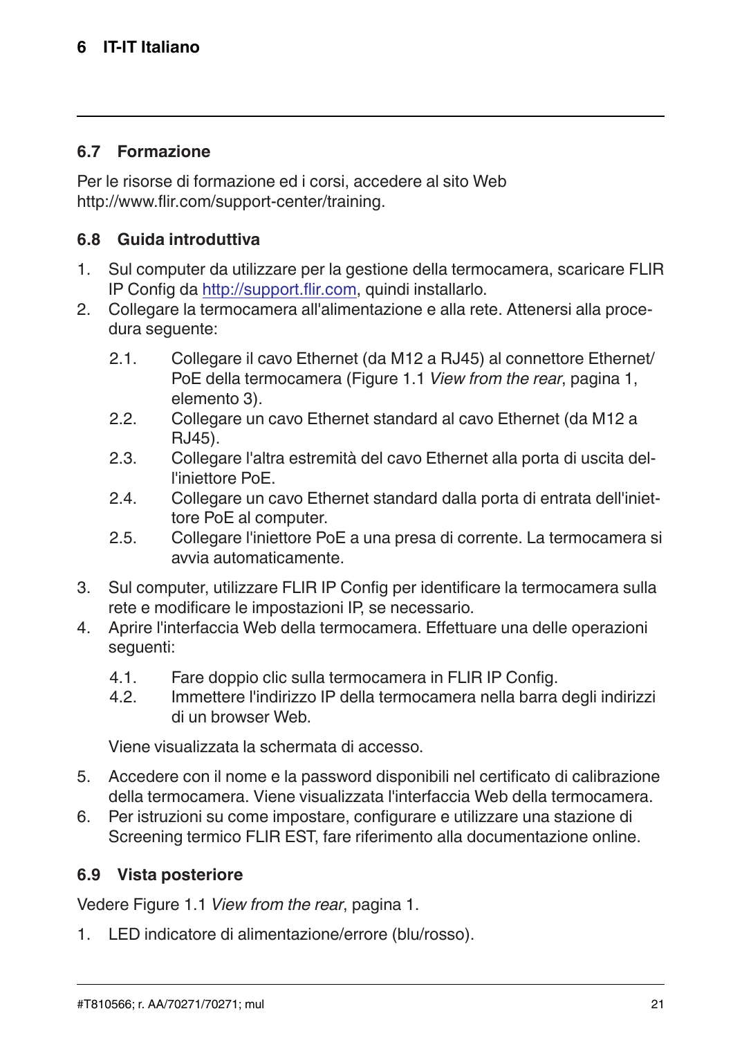### 6.7 Formazione

Per le risorse di formazione ed i corsi, accedere al sito Web http://www.flir.com/support-center/training.

### 6.8 Guida introduttiva

1. Sul computer da utilizzare per la gestione della termocamera, scaricare FLIR IP Config da http://support.flir.com, quindi installarlo.
2. Collegare la termocamera all'alimentazione e alla rete. Attenersi alla procedura seguente:
   2.1. Collegare il cavo Ethernet (da M12 a RJ45) al connettore Ethernet/PoE della termocamera (Figure 1.1 *View from the rear*, pagina 1, elemento 3).
   2.2. Collegare un cavo Ethernet standard al cavo Ethernet (da M12 a RJ45).
   2.3. Collegare l'altra estremità del cavo Ethernet alla porta di uscita dell'iniettore PoE.
   2.4. Collegare un cavo Ethernet standard dalla porta di entrata dell'iniettore PoE al computer.
   2.5. Collegare l'iniettore PoE a una presa di corrente. La termocamera si avvia automaticamente.
3. Sul computer, utilizzare FLIR IP Config per identificare la termocamera sulla rete e modificare le impostazioni IP, se necessario.
4. Aprire l'interfaccia Web della termocamera. Effettuare una delle operazioni seguenti:
   4.1. Fare doppio clic sulla termocamera in FLIR IP Config.
   4.2. Immettere l'indirizzo IP della termocamera nella barra degli indirizzi di un browser Web.

   Viene visualizzata la schermata di accesso.
5. Accedere con il nome e la password disponibili nel certificato di calibrazione della termocamera. Viene visualizzata l'interfaccia Web della termocamera.
6. Per istruzioni su come impostare, configurare e utilizzare una stazione di Screening termico FLIR EST, fare riferimento alla documentazione online.

### 6.9 Vista posteriore

Vedere Figure 1.1 *View from the rear*, pagina 1.

1. LED indicatore di alimentazione/errore (blu/rosso).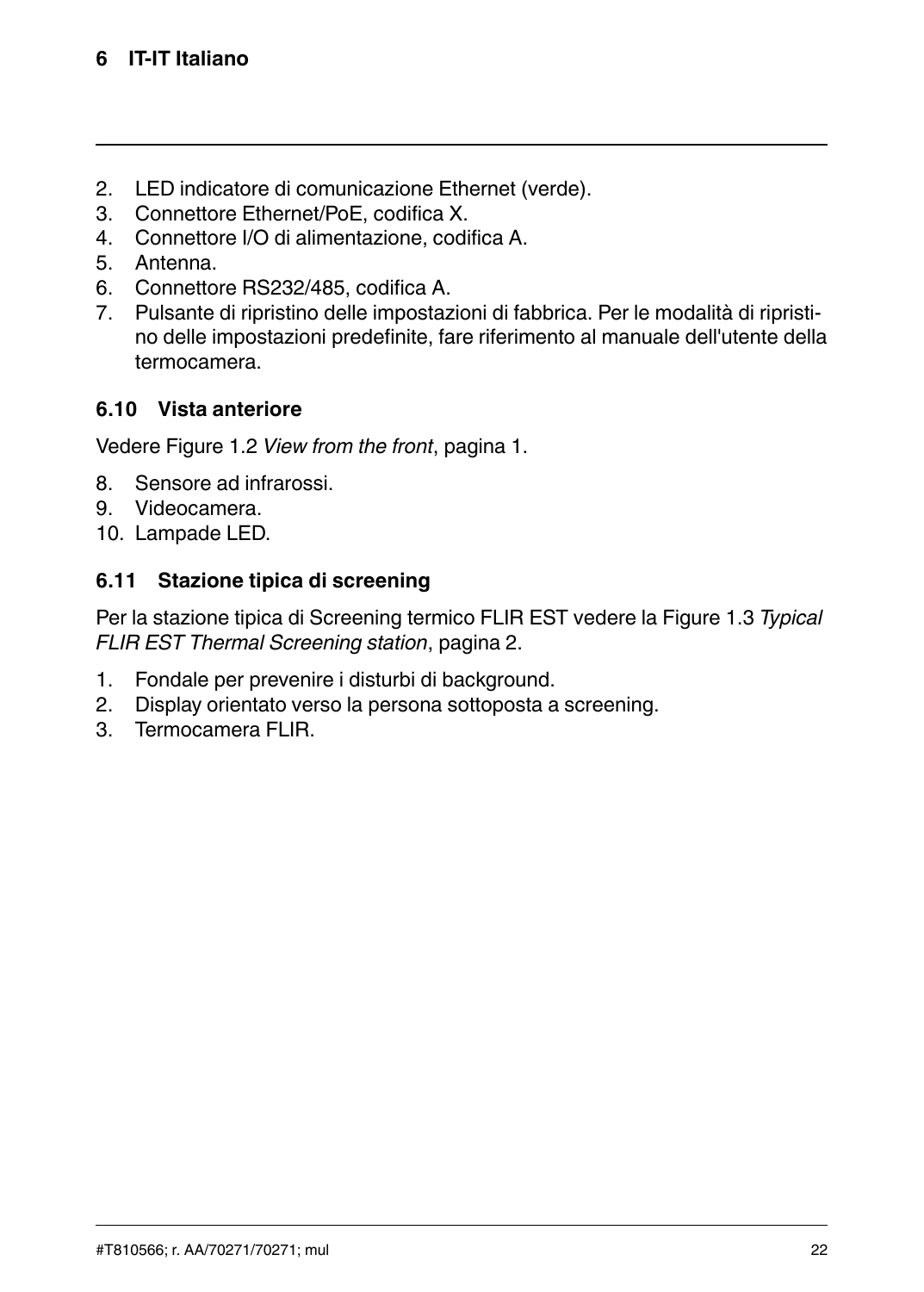2. LED indicatore di comunicazione Ethernet (verde).
3. Connettore Ethernet/PoE, codifica X.
4. Connettore I/O di alimentazione, codifica A.
5. Antenna.
6. Connettore RS232/485, codifica A.
7. Pulsante di ripristino delle impostazioni di fabbrica. Per le modalità di ripristino delle impostazioni predefinite, fare riferimento al manuale dell'utente della termocamera.

## 6.10 Vista anteriore

Vedere Figure 1.2 *View from the front*, pagina 1.

8. Sensore ad infrarossi.
9. Videocamera.
10. Lampade LED.

## 6.11 Stazione tipica di screening

Per la stazione tipica di Screening termico FLIR EST vedere la Figure 1.3 *Typical FLIR EST Thermal Screening station*, pagina 2.

1. Fondale per prevenire i disturbi di background.
2. Display orientato verso la persona sottoposta a screening.
3. Termocamera FLIR.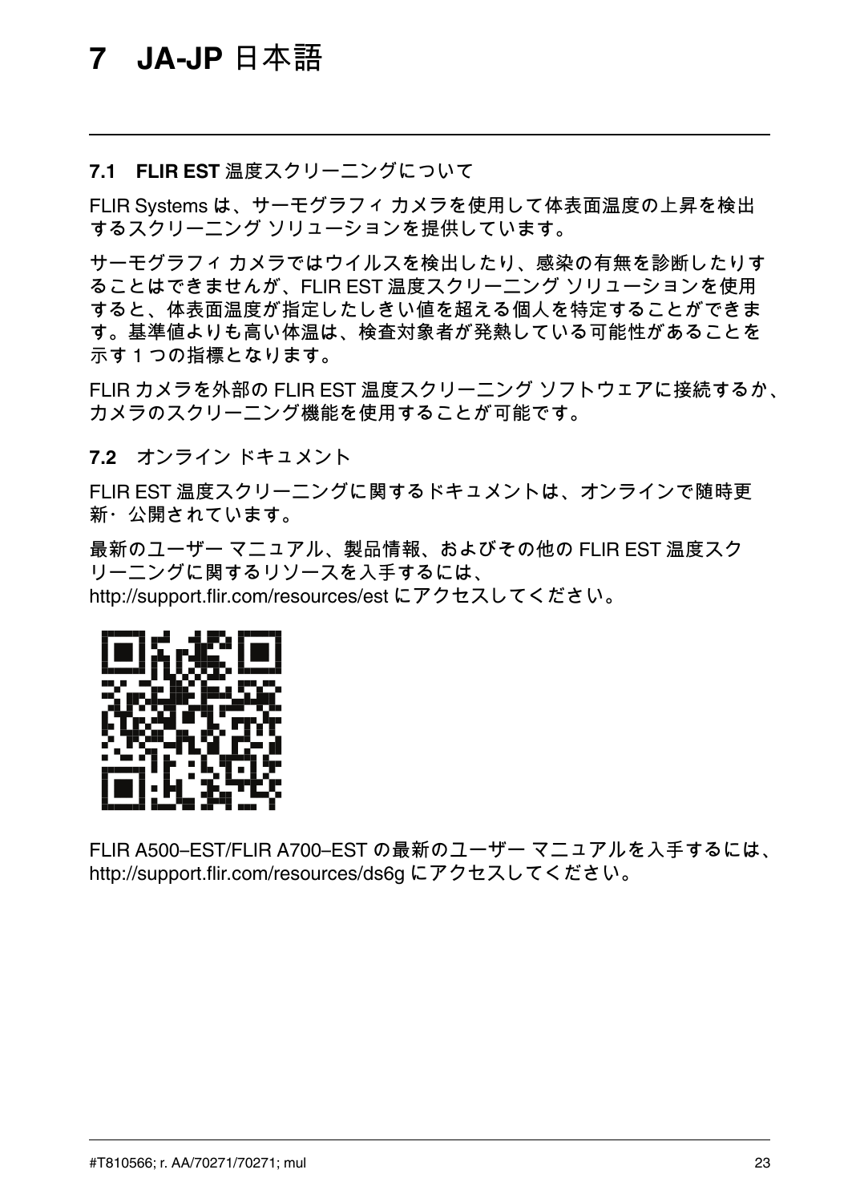# 7 JA-JP 日本語

## 7.1 FLIR EST 温度スクリーニングについて

FLIR Systems は、サーモグラフィ カメラを使用して体表面温度の上昇を検出するスクリーニング ソリューションを提供しています。

サーモグラフィ カメラではウイルスを検出したり、感染の有無を診断したりすることはできませんが、FLIR EST 温度スクリーニング ソリューションを使用すると、体表面温度が指定したしきい値を超える個人を特定することができます。基準値よりも高い体温は、検査対象者が発熱している可能性があることを示す 1 つの指標となります。

FLIR カメラを外部の FLIR EST 温度スクリーニング ソフトウェアに接続するか、カメラのスクリーニング機能を使用することが可能です。

## 7.2 オンライン ドキュメント

FLIR EST 温度スクリーニングに関するドキュメントは、オンラインで随時更新・公開されています。

最新のユーザー マニュアル、製品情報、およびその他の FLIR EST 温度スクリーニングに関するリソースを入手するには、http://support.flir.com/resources/est にアクセスしてください。

FLIR A500–EST/FLIR A700–EST の最新のユーザー マニュアルを入手するには、http://support.flir.com/resources/ds6g にアクセスしてください。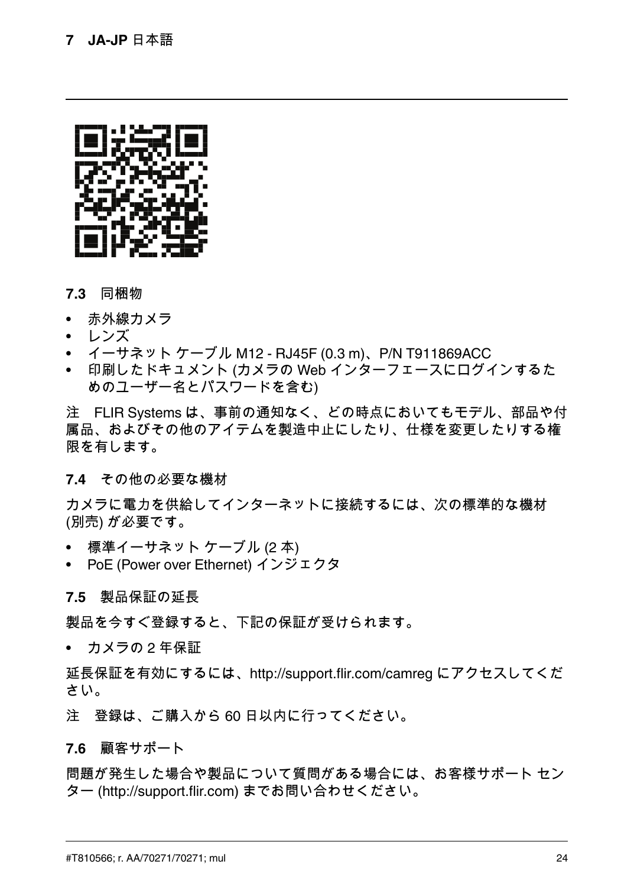### 7.3 同梱物

- 赤外線カメラ
- レンズ
- イーサネット ケーブル M12 - RJ45F (0.3 m)、P/N T911869ACC
- 印刷したドキュメント (カメラの Web インターフェースにログインするためのユーザー名とパスワードを含む)

注　FLIR Systems は、事前の通知なく、どの時点においてもモデル、部品や付属品、およびその他のアイテムを製造中止にしたり、仕様を変更したりする権限を有します。

### 7.4 その他の必要な機材

カメラに電力を供給してインターネットに接続するには、次の標準的な機材 (別売) が必要です。

- 標準イーサネット ケーブル (2 本)
- PoE (Power over Ethernet) インジェクタ

### 7.5 製品保証の延長

製品を今すぐ登録すると、下記の保証が受けられます。

- カメラの 2 年保証

延長保証を有効にするには、http://support.flir.com/camreg にアクセスしてください。

注　登録は、ご購入から 60 日以内に行ってください。

### 7.6 顧客サポート

問題が発生した場合や製品について質問がある場合には、お客様サポート センター (http://support.flir.com) までお問い合わせください。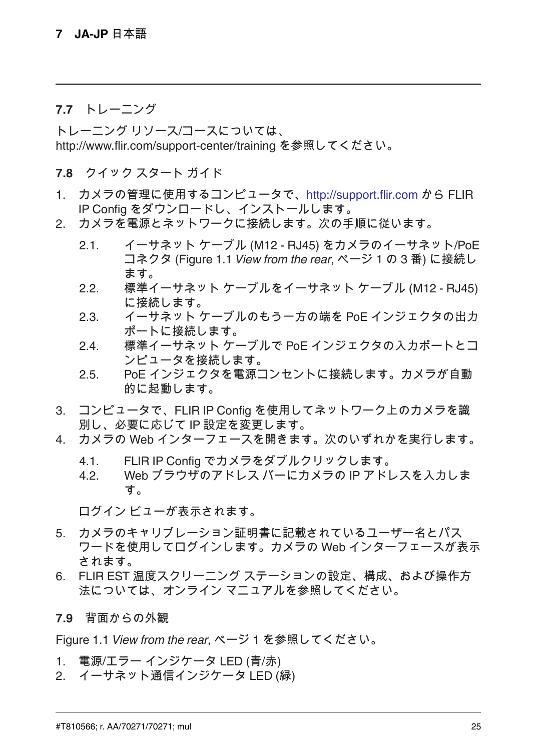## 7.7 トレーニング

トレーニング リソース/コースについては、http://www.flir.com/support-center/training を参照してください。

## 7.8 クイック スタート ガイド

1. カメラの管理に使用するコンピュータで、http://support.flir.com から FLIR IP Config をダウンロードし、インストールします。
2. カメラを電源とネットワークに接続します。次の手順に従います。
   2.1. イーサネット ケーブル (M12 - RJ45) をカメラのイーサネット/PoE コネクタ (Figure 1.1 *View from the rear*, ページ 1 の 3 番) に接続します。
   2.2. 標準イーサネット ケーブルをイーサネット ケーブル (M12 - RJ45) に接続します。
   2.3. イーサネット ケーブルのもう一方の端を PoE インジェクタの出力ポートに接続します。
   2.4. 標準イーサネット ケーブルで PoE インジェクタの入力ポートとコンピュータを接続します。
   2.5. PoE インジェクタを電源コンセントに接続します。カメラが自動的に起動します。
3. コンピュータで、FLIR IP Config を使用してネットワーク上のカメラを識別し、必要に応じて IP 設定を変更します。
4. カメラの Web インターフェースを開きます。次のいずれかを実行します。
   4.1. FLIR IP Config でカメラをダブルクリックします。
   4.2. Web ブラウザのアドレス バーにカメラの IP アドレスを入力します。

   ログイン ビューが表示されます。
5. カメラのキャリブレーション証明書に記載されているユーザー名とパスワードを使用してログインします。カメラの Web インターフェースが表示されます。
6. FLIR EST 温度スクリーニング ステーションの設定、構成、および操作方法については、オンライン マニュアルを参照してください。

## 7.9 背面からの外観

Figure 1.1 *View from the rear*, ページ 1 を参照してください。

1. 電源/エラー インジケータ LED (青/赤)
2. イーサネット通信インジケータ LED (緑)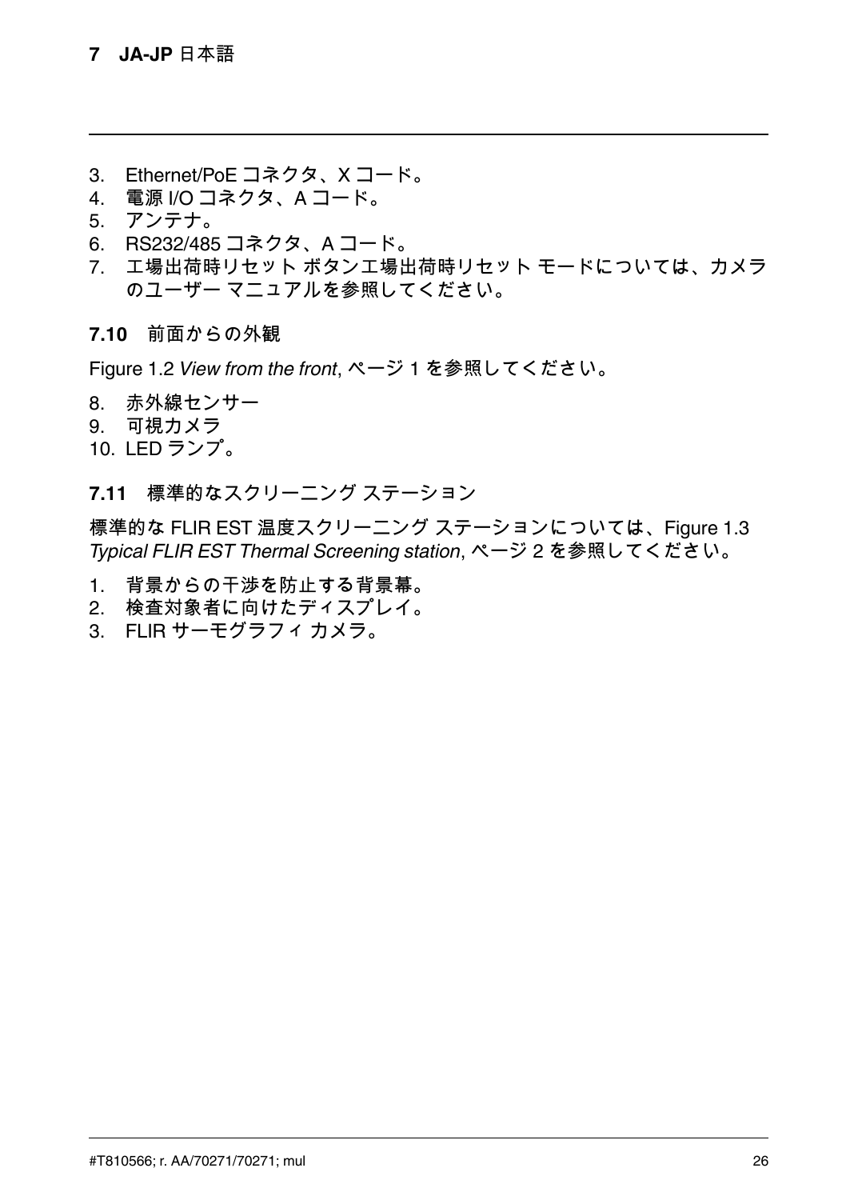3. Ethernet/PoE コネクタ、X コード。
4. 電源 I/O コネクタ、A コード。
5. アンテナ。
6. RS232/485 コネクタ、A コード。
7. 工場出荷時リセット ボタン工場出荷時リセット モードについては、カメラのユーザー マニュアルを参照してください。

### 7.10 前面からの外観

Figure 1.2 *View from the front*, ページ 1 を参照してください。

8. 赤外線センサー
9. 可視カメラ
10. LED ランプ。

### 7.11 標準的なスクリーニング ステーション

標準的な FLIR EST 温度スクリーニング ステーションについては、Figure 1.3 *Typical FLIR EST Thermal Screening station*, ページ 2 を参照してください。

1. 背景からの干渉を防止する背景幕。
2. 検査対象者に向けたディスプレイ。
3. FLIR サーモグラフィ カメラ。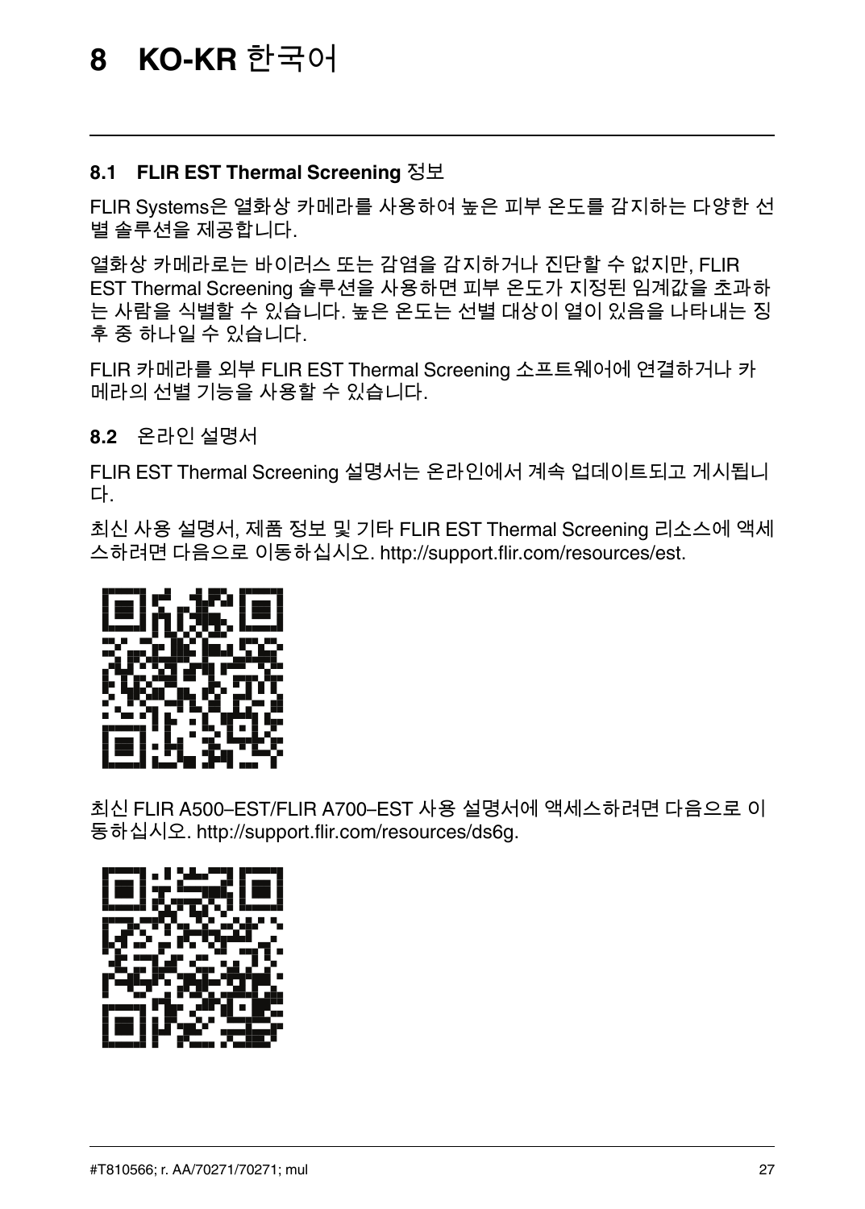# 8 KO-KR 한국어

## 8.1 FLIR EST Thermal Screening 정보

FLIR Systems은 열화상 카메라를 사용하여 높은 피부 온도를 감지하는 다양한 선별 솔루션을 제공합니다.

열화상 카메라로는 바이러스 또는 감염을 감지하거나 진단할 수 없지만, FLIR EST Thermal Screening 솔루션을 사용하면 피부 온도가 지정된 임계값을 초과하는 사람을 식별할 수 있습니다. 높은 온도는 선별 대상이 열이 있음을 나타내는 징후 중 하나일 수 있습니다.

FLIR 카메라를 외부 FLIR EST Thermal Screening 소프트웨어에 연결하거나 카메라의 선별 기능을 사용할 수 있습니다.

## 8.2 온라인 설명서

FLIR EST Thermal Screening 설명서는 온라인에서 계속 업데이트되고 게시됩니다.

최신 사용 설명서, 제품 정보 및 기타 FLIR EST Thermal Screening 리소스에 액세스하려면 다음으로 이동하십시오. http://support.flir.com/resources/est.

최신 FLIR A500–EST/FLIR A700–EST 사용 설명서에 액세스하려면 다음으로 이동하십시오. http://support.flir.com/resources/ds6g.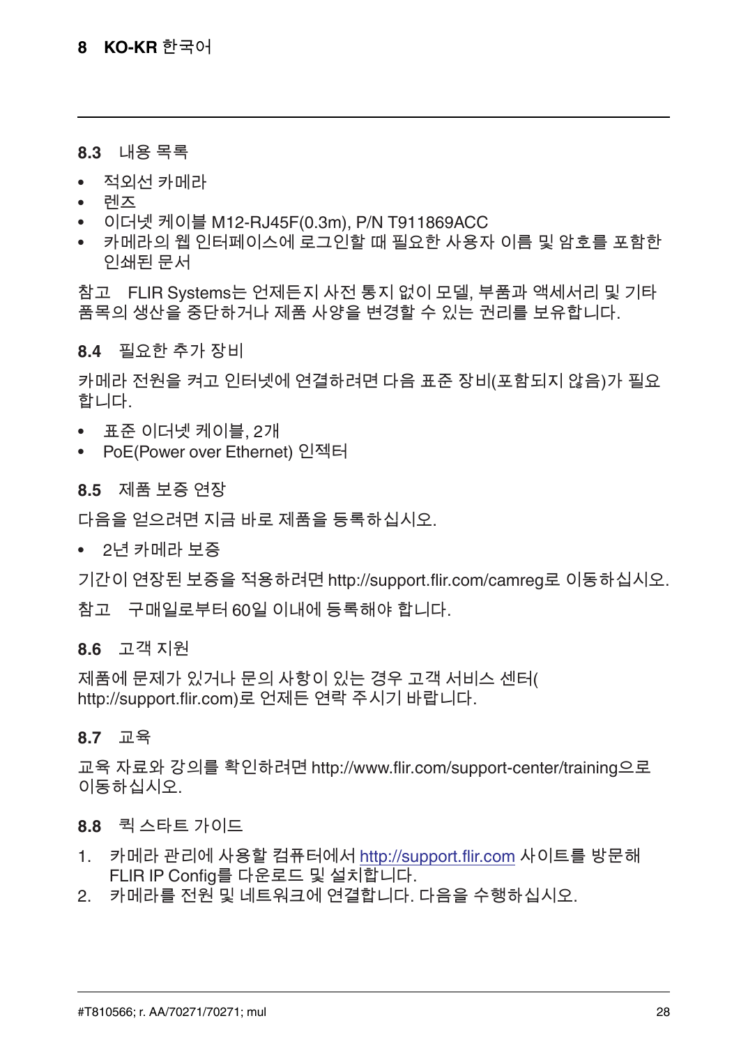## 8.3 내용 목록

- 적외선 카메라
- 렌즈
- 이더넷 케이블 M12-RJ45F(0.3m), P/N T911869ACC
- 카메라의 웹 인터페이스에 로그인할 때 필요한 사용자 이름 및 암호를 포함한 인쇄된 문서

참고 FLIR Systems는 언제든지 사전 통지 없이 모델, 부품과 액세서리 및 기타 품목의 생산을 중단하거나 제품 사양을 변경할 수 있는 권리를 보유합니다.

## 8.4 필요한 추가 장비

카메라 전원을 켜고 인터넷에 연결하려면 다음 표준 장비(포함되지 않음)가 필요합니다.

- 표준 이더넷 케이블, 2개
- PoE(Power over Ethernet) 인젝터

## 8.5 제품 보증 연장

다음을 얻으려면 지금 바로 제품을 등록하십시오.

- 2년 카메라 보증

기간이 연장된 보증을 적용하려면 http://support.flir.com/camreg로 이동하십시오.

참고 구매일로부터 60일 이내에 등록해야 합니다.

## 8.6 고객 지원

제품에 문제가 있거나 문의 사항이 있는 경우 고객 서비스 센터( http://support.flir.com)로 언제든 연락 주시기 바랍니다.

## 8.7 교육

교육 자료와 강의를 확인하려면 http://www.flir.com/support-center/training으로 이동하십시오.

## 8.8 퀵 스타트 가이드

1. 카메라 관리에 사용할 컴퓨터에서 http://support.flir.com 사이트를 방문해 FLIR IP Config를 다운로드 및 설치합니다.
2. 카메라를 전원 및 네트워크에 연결합니다. 다음을 수행하십시오.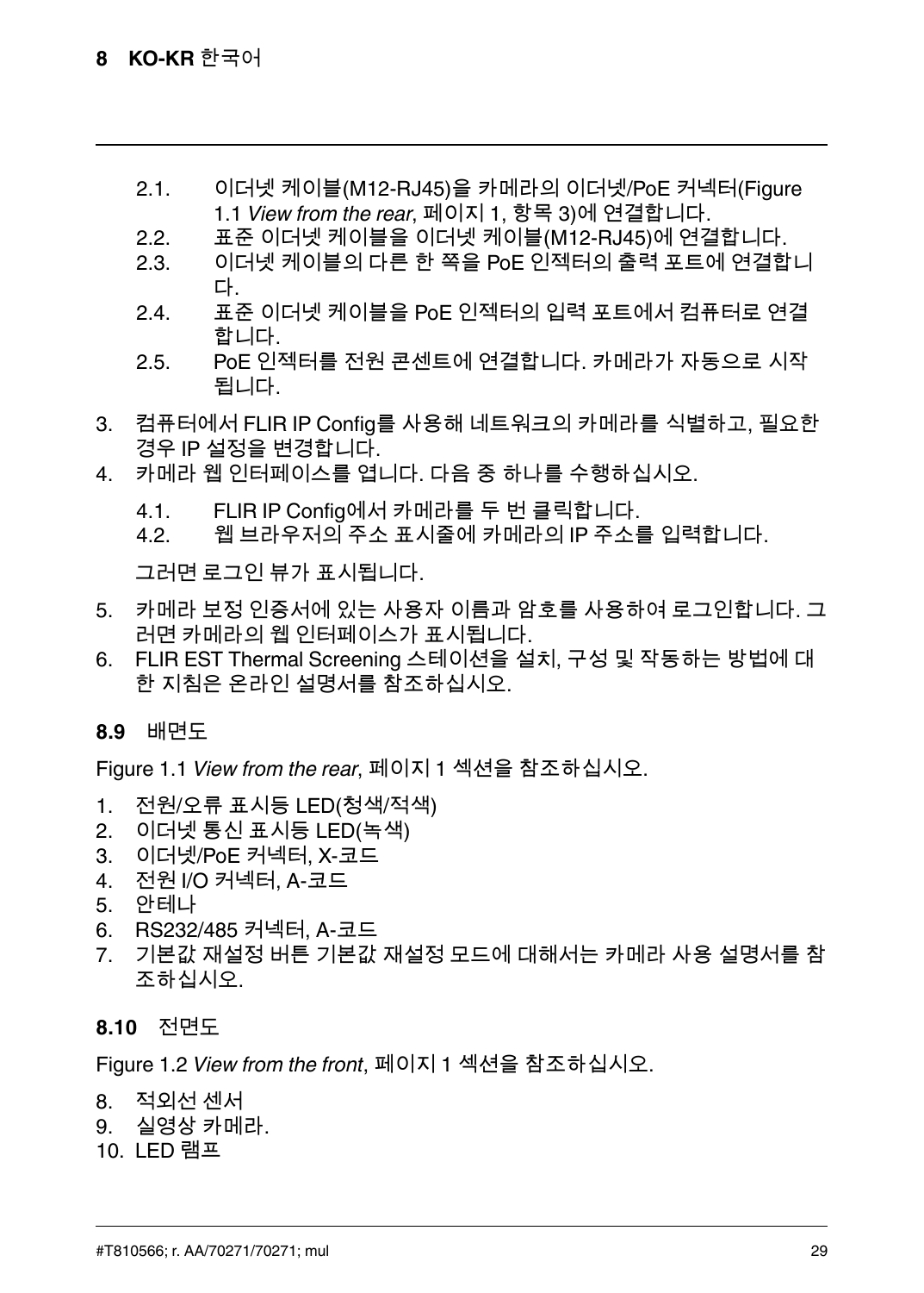2.1. 이더넷 케이블(M12-RJ45)을 카메라의 이더넷/PoE 커넥터(Figure 1.1 *View from the rear*, 페이지 1, 항목 3)에 연결합니다.
2.2. 표준 이더넷 케이블을 이더넷 케이블(M12-RJ45)에 연결합니다.
2.3. 이더넷 케이블의 다른 한 쪽을 PoE 인젝터의 출력 포트에 연결합니다.
2.4. 표준 이더넷 케이블을 PoE 인젝터의 입력 포트에서 컴퓨터로 연결합니다.
2.5. PoE 인젝터를 전원 콘센트에 연결합니다. 카메라가 자동으로 시작됩니다.

3. 컴퓨터에서 FLIR IP Config를 사용해 네트워크의 카메라를 식별하고, 필요한 경우 IP 설정을 변경합니다.
4. 카메라 웹 인터페이스를 엽니다. 다음 중 하나를 수행하십시오.

   4.1. FLIR IP Config에서 카메라를 두 번 클릭합니다.
   4.2. 웹 브라우저의 주소 표시줄에 카메라의 IP 주소를 입력합니다.

   그러면 로그인 뷰가 표시됩니다.

5. 카메라 보정 인증서에 있는 사용자 이름과 암호를 사용하여 로그인합니다. 그러면 카메라의 웹 인터페이스가 표시됩니다.
6. FLIR EST Thermal Screening 스테이션을 설치, 구성 및 작동하는 방법에 대한 지침은 온라인 설명서를 참조하십시오.

## 8.9 배면도

Figure 1.1 *View from the rear*, 페이지 1 섹션을 참조하십시오.

1. 전원/오류 표시등 LED(청색/적색)
2. 이더넷 통신 표시등 LED(녹색)
3. 이더넷/PoE 커넥터, X-코드
4. 전원 I/O 커넥터, A-코드
5. 안테나
6. RS232/485 커넥터, A-코드
7. 기본값 재설정 버튼 기본값 재설정 모드에 대해서는 카메라 사용 설명서를 참조하십시오.

## 8.10 전면도

Figure 1.2 *View from the front*, 페이지 1 섹션을 참조하십시오.

8. 적외선 센서
9. 실영상 카메라.
10. LED 램프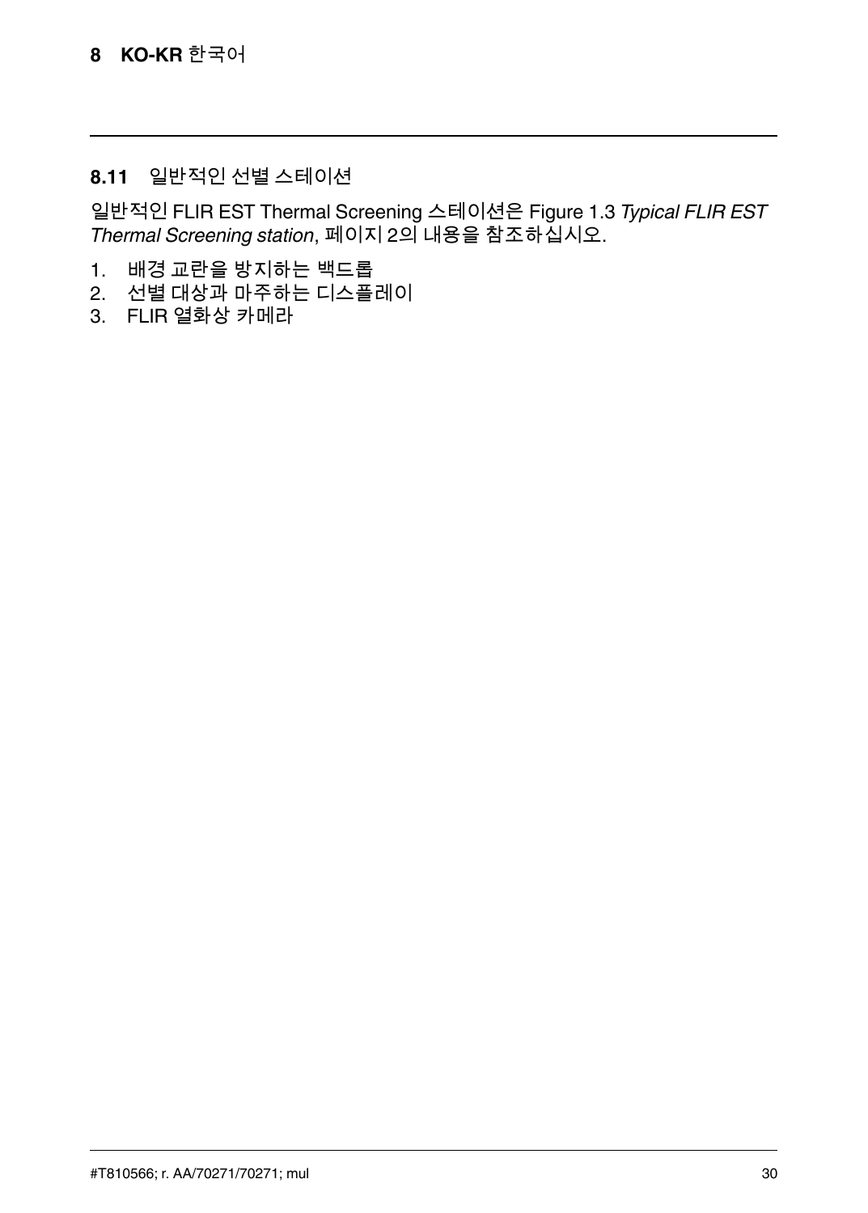## 8.11 일반적인 선별 스테이션

일반적인 FLIR EST Thermal Screening 스테이션은 Figure 1.3 *Typical FLIR EST Thermal Screening station*, 페이지 2의 내용을 참조하십시오.

1. 배경 교란을 방지하는 백드롭
2. 선별 대상과 마주하는 디스플레이
3. FLIR 열화상 카메라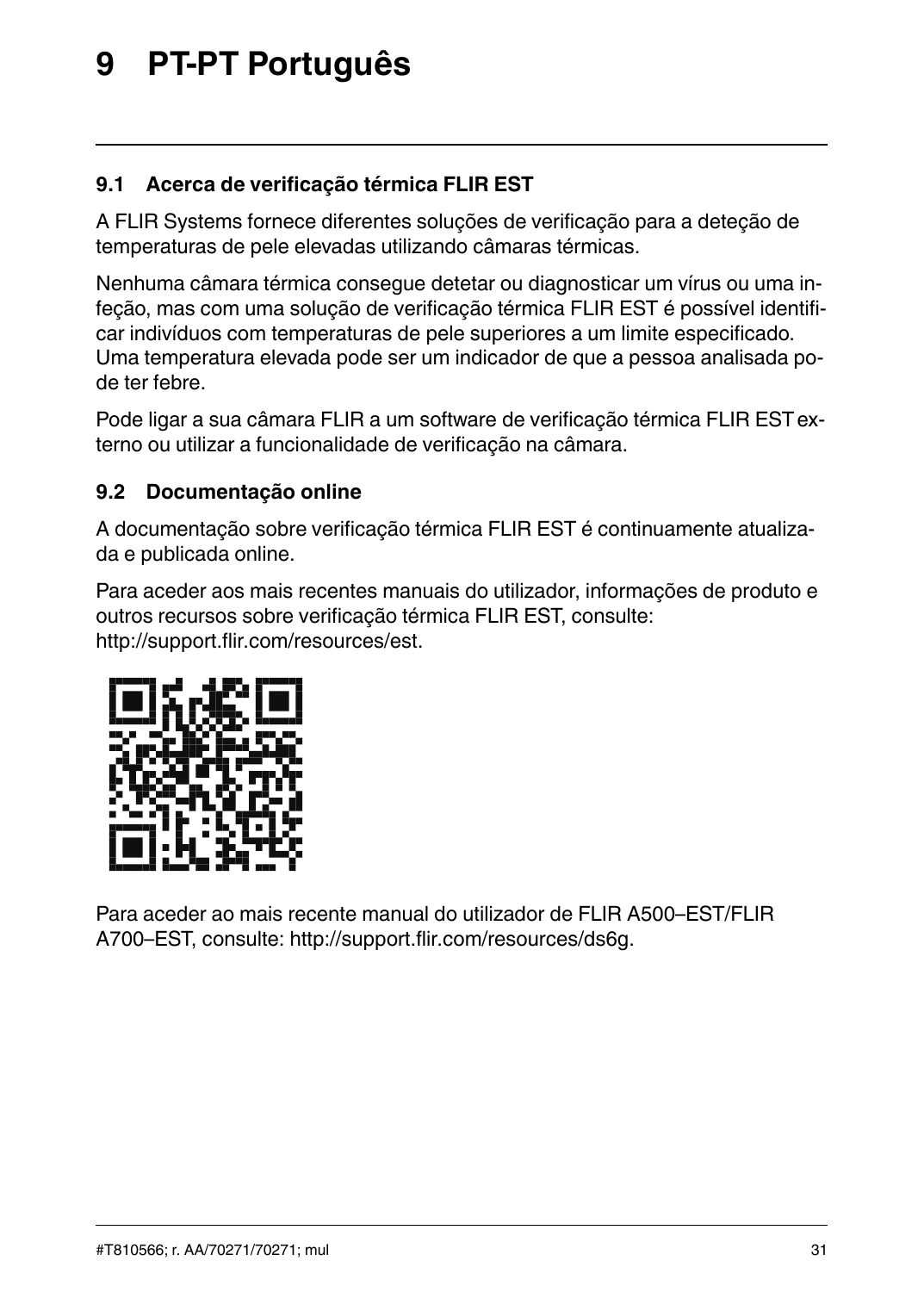# 9 PT-PT Português

## 9.1 Acerca de verificação térmica FLIR EST

A FLIR Systems fornece diferentes soluções de verificação para a deteção de temperaturas de pele elevadas utilizando câmaras térmicas.

Nenhuma câmara térmica consegue detetar ou diagnosticar um vírus ou uma infeção, mas com uma solução de verificação térmica FLIR EST é possível identificar indivíduos com temperaturas de pele superiores a um limite especificado. Uma temperatura elevada pode ser um indicador de que a pessoa analisada pode ter febre.

Pode ligar a sua câmara FLIR a um software de verificação térmica FLIR EST externo ou utilizar a funcionalidade de verificação na câmara.

## 9.2 Documentação online

A documentação sobre verificação térmica FLIR EST é continuamente atualizada e publicada online.

Para aceder aos mais recentes manuais do utilizador, informações de produto e outros recursos sobre verificação térmica FLIR EST, consulte: http://support.flir.com/resources/est.

Para aceder ao mais recente manual do utilizador de FLIR A500–EST/FLIR A700–EST, consulte: http://support.flir.com/resources/ds6g.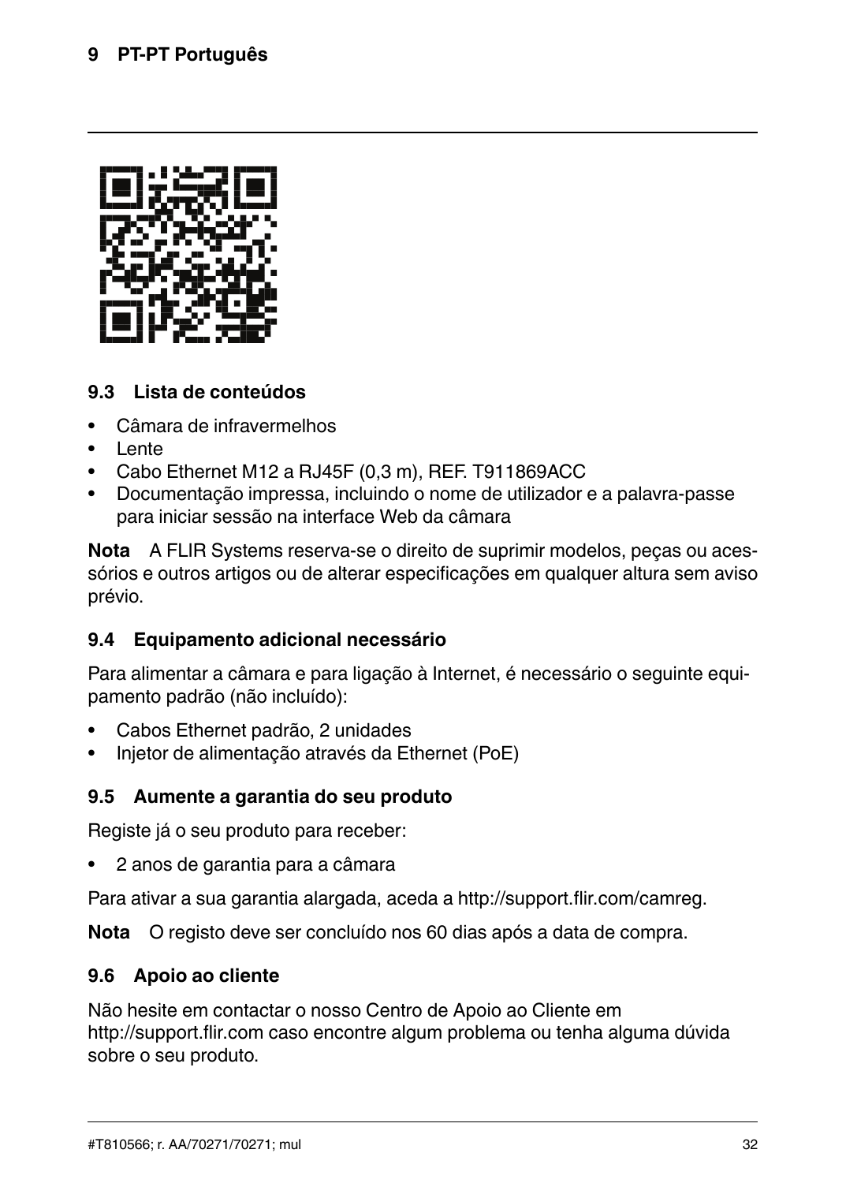## 9.3 Lista de conteúdos

- Câmara de infravermelhos
- Lente
- Cabo Ethernet M12 a RJ45F (0,3 m), REF. T911869ACC
- Documentação impressa, incluindo o nome de utilizador e a palavra-passe para iniciar sessão na interface Web da câmara

**Nota** A FLIR Systems reserva-se o direito de suprimir modelos, peças ou acessórios e outros artigos ou de alterar especificações em qualquer altura sem aviso prévio.

## 9.4 Equipamento adicional necessário

Para alimentar a câmara e para ligação à Internet, é necessário o seguinte equipamento padrão (não incluído):

- Cabos Ethernet padrão, 2 unidades
- Injetor de alimentação através da Ethernet (PoE)

## 9.5 Aumente a garantia do seu produto

Registe já o seu produto para receber:

- 2 anos de garantia para a câmara

Para ativar a sua garantia alargada, aceda a http://support.flir.com/camreg.

**Nota** O registo deve ser concluído nos 60 dias após a data de compra.

## 9.6 Apoio ao cliente

Não hesite em contactar o nosso Centro de Apoio ao Cliente em http://support.flir.com caso encontre algum problema ou tenha alguma dúvida sobre o seu produto.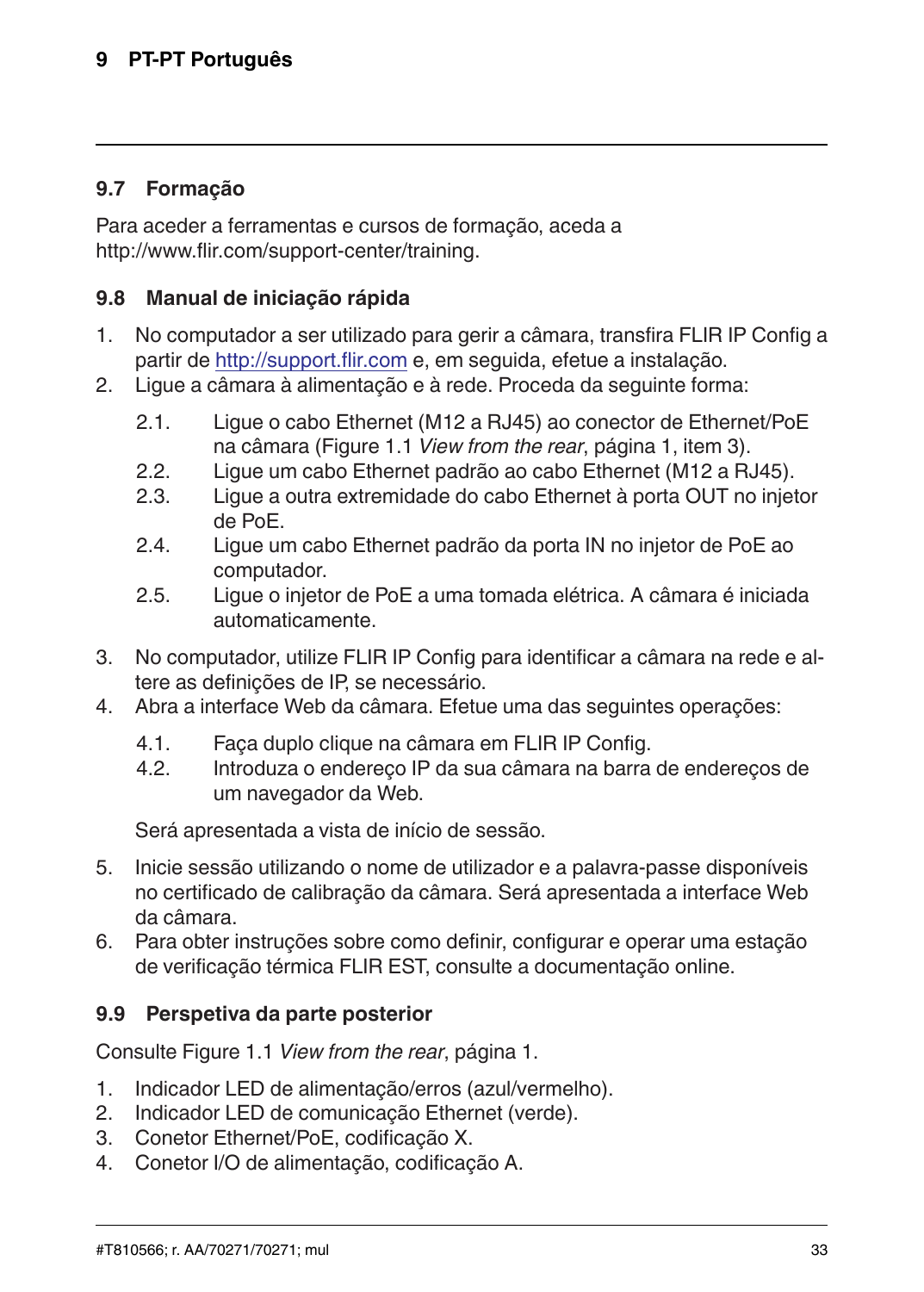## 9.7 Formação

Para aceder a ferramentas e cursos de formação, aceda a http://www.flir.com/support-center/training.

## 9.8 Manual de iniciação rápida

1. No computador a ser utilizado para gerir a câmara, transfira FLIR IP Config a partir de http://support.flir.com e, em seguida, efetue a instalação.
2. Ligue a câmara à alimentação e à rede. Proceda da seguinte forma:

   2.1. Ligue o cabo Ethernet (M12 a RJ45) ao conector de Ethernet/PoE na câmara (Figure 1.1 *View from the rear*, página 1, item 3).
   2.2. Ligue um cabo Ethernet padrão ao cabo Ethernet (M12 a RJ45).
   2.3. Ligue a outra extremidade do cabo Ethernet à porta OUT no injetor de PoE.
   2.4. Ligue um cabo Ethernet padrão da porta IN no injetor de PoE ao computador.
   2.5. Ligue o injetor de PoE a uma tomada elétrica. A câmara é iniciada automaticamente.

3. No computador, utilize FLIR IP Config para identificar a câmara na rede e altere as definições de IP, se necessário.
4. Abra a interface Web da câmara. Efetue uma das seguintes operações:

   4.1. Faça duplo clique na câmara em FLIR IP Config.
   4.2. Introduza o endereço IP da sua câmara na barra de endereços de um navegador da Web.

   Será apresentada a vista de início de sessão.

5. Inicie sessão utilizando o nome de utilizador e a palavra-passe disponíveis no certificado de calibração da câmara. Será apresentada a interface Web da câmara.
6. Para obter instruções sobre como definir, configurar e operar uma estação de verificação térmica FLIR EST, consulte a documentação online.

## 9.9 Perspetiva da parte posterior

Consulte Figure 1.1 *View from the rear*, página 1.

1. Indicador LED de alimentação/erros (azul/vermelho).
2. Indicador LED de comunicação Ethernet (verde).
3. Conetor Ethernet/PoE, codificação X.
4. Conetor I/O de alimentação, codificação A.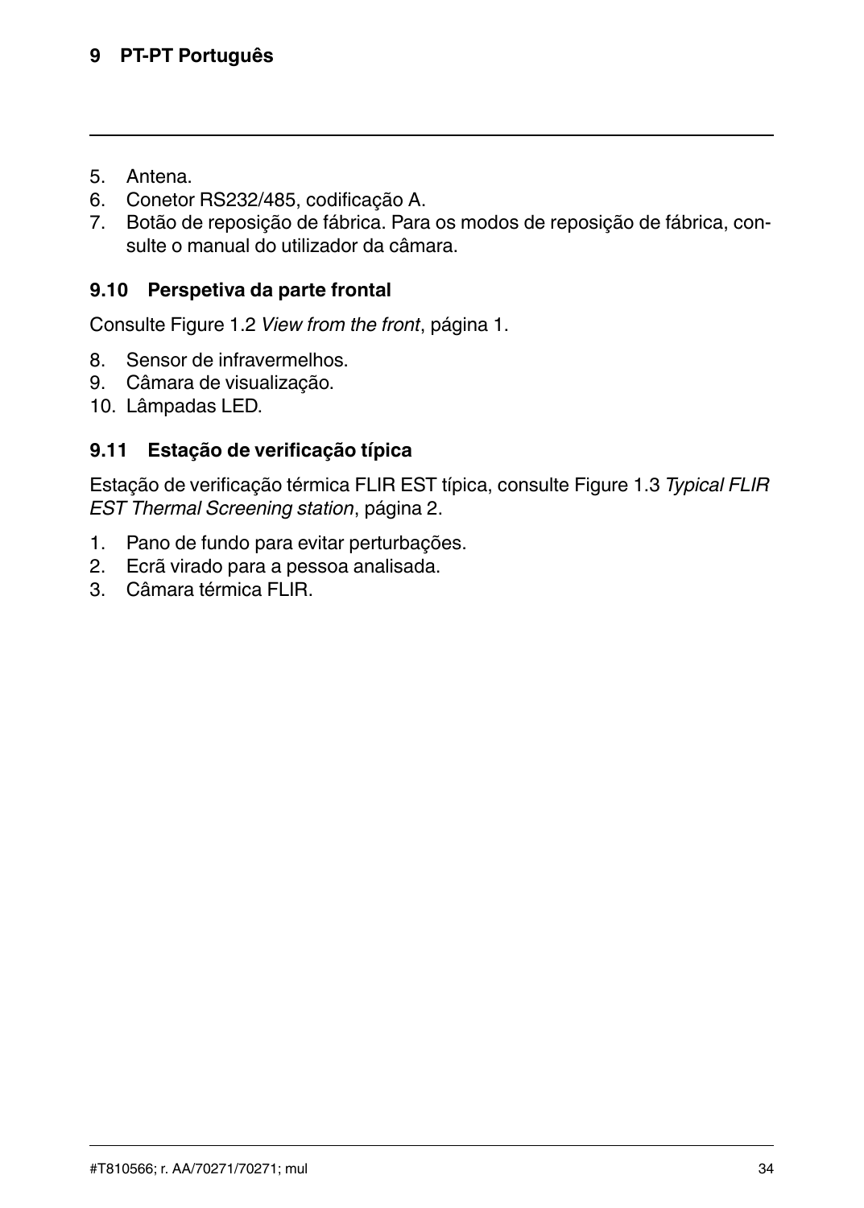5. Antena.
6. Conetor RS232/485, codificação A.
7. Botão de reposição de fábrica. Para os modos de reposição de fábrica, consulte o manual do utilizador da câmara.

## 9.10 Perspetiva da parte frontal

Consulte Figure 1.2 *View from the front*, página 1.

8. Sensor de infravermelhos.
9. Câmara de visualização.
10. Lâmpadas LED.

## 9.11 Estação de verificação típica

Estação de verificação térmica FLIR EST típica, consulte Figure 1.3 *Typical FLIR EST Thermal Screening station*, página 2.

1. Pano de fundo para evitar perturbações.
2. Ecrã virado para a pessoa analisada.
3. Câmara térmica FLIR.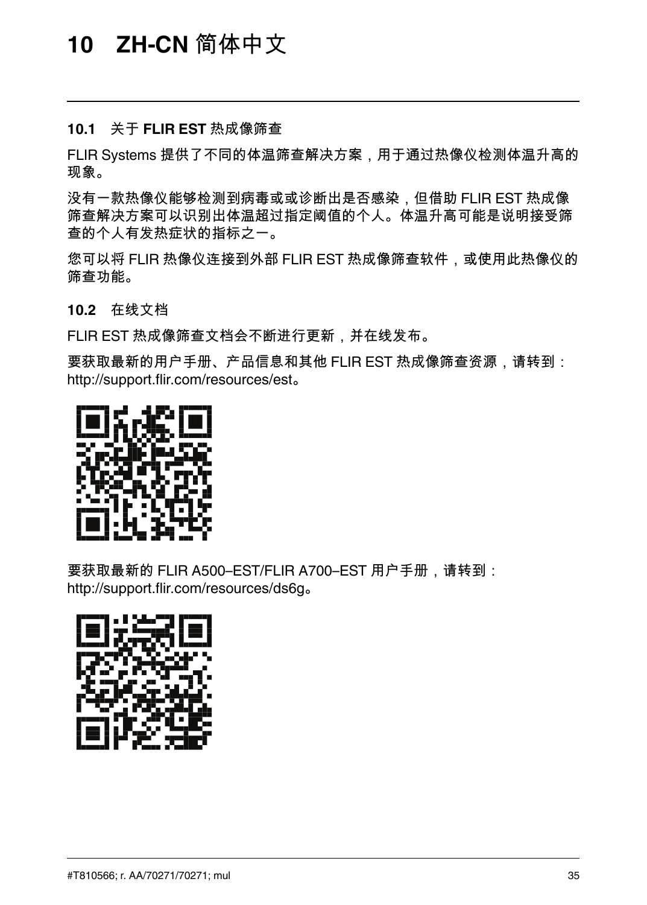# 10 ZH-CN 简体中文

## 10.1 关于 **FLIR EST** 热成像筛查

FLIR Systems 提供了不同的体温筛查解决方案，用于通过热像仪检测体温升高的现象。

没有一款热像仪能够检测到病毒或或诊断出是否感染，但借助 FLIR EST 热成像筛查解决方案可以识别出体温超过指定阈值的个人。体温升高可能是说明接受筛查的个人有发热症状的指标之一。

您可以将 FLIR 热像仪连接到外部 FLIR EST 热成像筛查软件，或使用此热像仪的筛查功能。

## 10.2 在线文档

FLIR EST 热成像筛查文档会不断进行更新，并在线发布。

要获取最新的用户手册、产品信息和其他 FLIR EST 热成像筛查资源，请转到：http://support.flir.com/resources/est。

要获取最新的 FLIR A500–EST/FLIR A700–EST 用户手册，请转到：http://support.flir.com/resources/ds6g。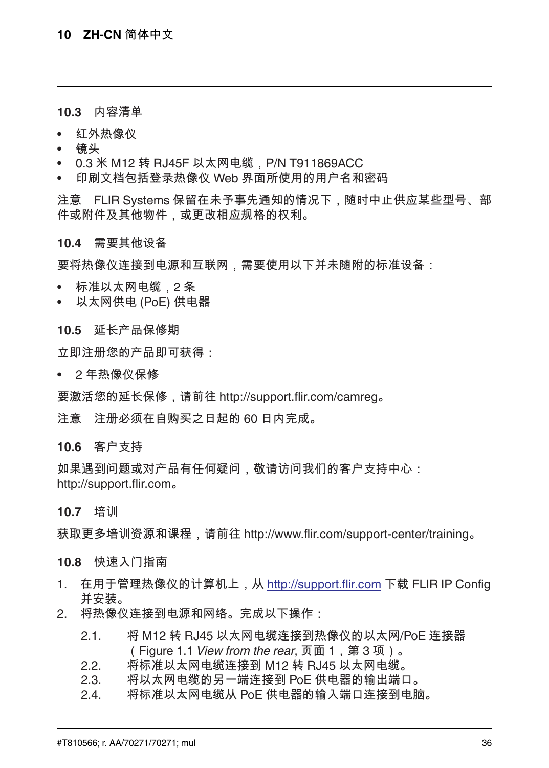### 10.3 内容清单

- 红外热像仪
- 镜头
- 0.3 米 M12 转 RJ45F 以太网电缆，P/N T911869ACC
- 印刷文档包括登录热像仪 Web 界面所使用的用户名和密码

注意 FLIR Systems 保留在未予事先通知的情况下，随时中止供应某些型号、部件或附件及其他物件，或更改相应规格的权利。

### 10.4 需要其他设备

要将热像仪连接到电源和互联网，需要使用以下并未随附的标准设备：

- 标准以太网电缆，2 条
- 以太网供电 (PoE) 供电器

### 10.5 延长产品保修期

立即注册您的产品即可获得：

- 2 年热像仪保修

要激活您的延长保修，请前往 http://support.flir.com/camreg。

注意 注册必须在自购买之日起的 60 日内完成。

### 10.6 客户支持

如果遇到问题或对产品有任何疑问，敬请访问我们的客户支持中心：http://support.flir.com。

### 10.7 培训

获取更多培训资源和课程，请前往 http://www.flir.com/support-center/training。

### 10.8 快速入门指南

1. 在用于管理热像仪的计算机上，从 http://support.flir.com 下载 FLIR IP Config 并安装。
2. 将热像仪连接到电源和网络。完成以下操作：
   2.1. 将 M12 转 RJ45 以太网电缆连接到热像仪的以太网/PoE 连接器（Figure 1.1 *View from the rear*, 页面 1，第 3 项）。
   2.2. 将标准以太网电缆连接到 M12 转 RJ45 以太网电缆。
   2.3. 将以太网电缆的另一端连接到 PoE 供电器的输出端口。
   2.4. 将标准以太网电缆从 PoE 供电器的输入端口连接到电脑。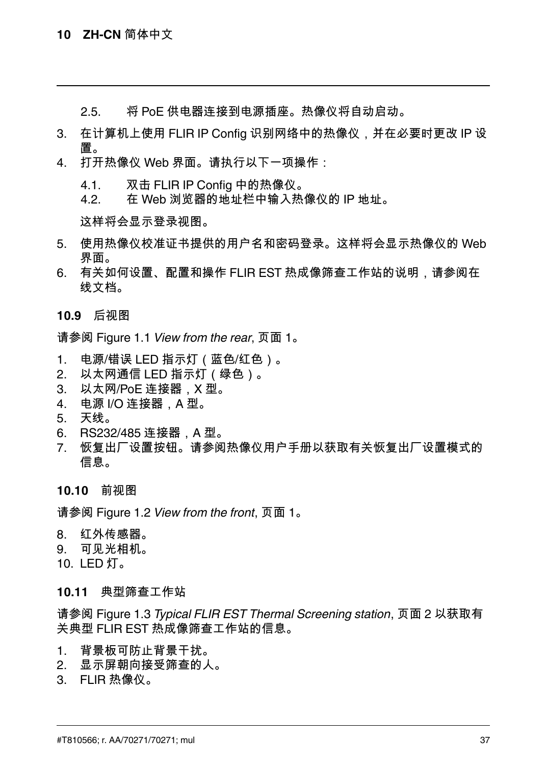2.5. 将 PoE 供电器连接到电源插座。热像仪将自动启动。

3. 在计算机上使用 FLIR IP Config 识别网络中的热像仪，并在必要时更改 IP 设置。
4. 打开热像仪 Web 界面。请执行以下一项操作：

   4.1. 双击 FLIR IP Config 中的热像仪。
   4.2. 在 Web 浏览器的地址栏中输入热像仪的 IP 地址。

   这样将会显示登录视图。

5. 使用热像仪校准证书提供的用户名和密码登录。这样将会显示热像仪的 Web 界面。
6. 有关如何设置、配置和操作 FLIR EST 热成像筛查工作站的说明，请参阅在线文档。

### 10.9 后视图

请参阅 Figure 1.1 *View from the rear*, 页面 1。

1. 电源/错误 LED 指示灯（蓝色/红色）。
2. 以太网通信 LED 指示灯（绿色）。
3. 以太网/PoE 连接器，X 型。
4. 电源 I/O 连接器，A 型。
5. 天线。
6. RS232/485 连接器，A 型。
7. 恢复出厂设置按钮。请参阅热像仪用户手册以获取有关恢复出厂设置模式的信息。

### 10.10 前视图

请参阅 Figure 1.2 *View from the front*, 页面 1。

8. 红外传感器。
9. 可见光相机。
10. LED 灯。

### 10.11 典型筛查工作站

请参阅 Figure 1.3 *Typical FLIR EST Thermal Screening station*, 页面 2 以获取有关典型 FLIR EST 热成像筛查工作站的信息。

1. 背景板可防止背景干扰。
2. 显示屏朝向接受筛查的人。
3. FLIR 热像仪。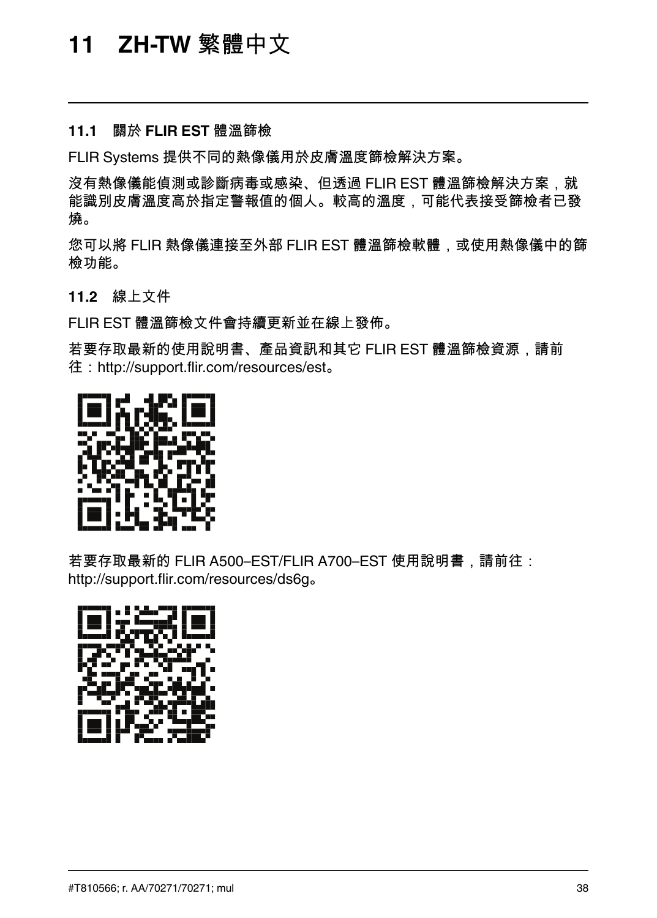# 11 ZH-TW 繁體中文

## 11.1 關於 FLIR EST 體溫篩檢

FLIR Systems 提供不同的熱像儀用於皮膚溫度篩檢解決方案。

沒有熱像儀能偵測或診斷病毒或感染、但透過 FLIR EST 體溫篩檢解決方案，就能識別皮膚溫度高於指定警報值的個人。較高的溫度，可能代表接受篩檢者已發燒。

您可以將 FLIR 熱像儀連接至外部 FLIR EST 體溫篩檢軟體，或使用熱像儀中的篩檢功能。

## 11.2 線上文件

FLIR EST 體溫篩檢文件會持續更新並在線上發佈。

若要存取最新的使用說明書、產品資訊和其它 FLIR EST 體溫篩檢資源，請前往：http://support.flir.com/resources/est。

若要存取最新的 FLIR A500–EST/FLIR A700–EST 使用說明書，請前往：http://support.flir.com/resources/ds6g。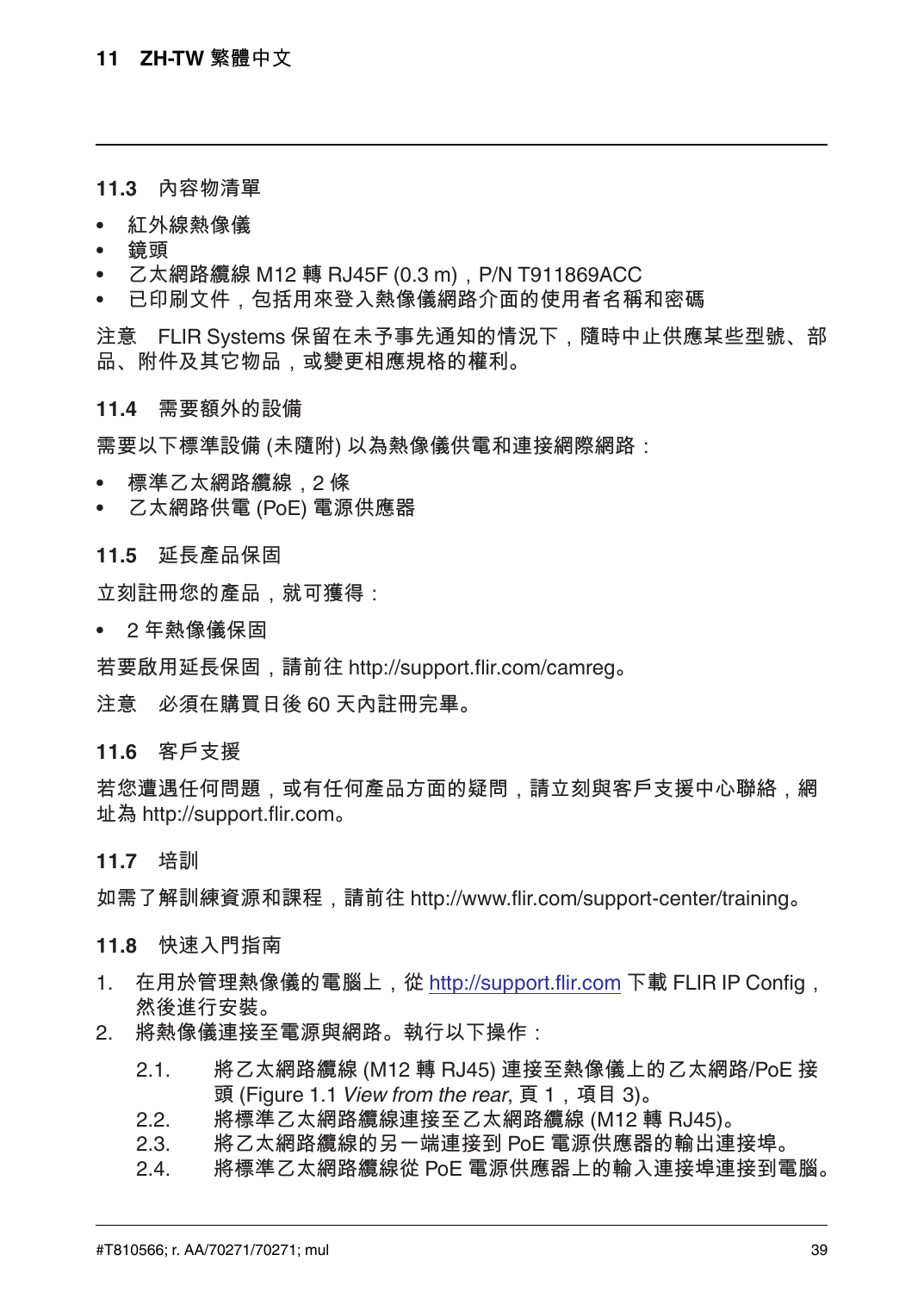## 11.3 內容物清單

- 紅外線熱像儀
- 鏡頭
- 乙太網路纜線 M12 轉 RJ45F (0.3 m)，P/N T911869ACC
- 已印刷文件，包括用來登入熱像儀網路介面的使用者名稱和密碼

注意　FLIR Systems 保留在未予事先通知的情況下，隨時中止供應某些型號、部品、附件及其它物品，或變更相應規格的權利。

## 11.4 需要額外的設備

需要以下標準設備 (未隨附) 以為熱像儀供電和連接網際網路：

- 標準乙太網路纜線，2 條
- 乙太網路供電 (PoE) 電源供應器

## 11.5 延長產品保固

立刻註冊您的產品，就可獲得：

- 2 年熱像儀保固

若要啟用延長保固，請前往 http://support.flir.com/camreg。

注意　必須在購買日後 60 天內註冊完畢。

## 11.6 客戶支援

若您遭遇任何問題，或有任何產品方面的疑問，請立刻與客戶支援中心聯絡，網址為 http://support.flir.com。

## 11.7 培訓

如需了解訓練資源和課程，請前往 http://www.flir.com/support-center/training。

## 11.8 快速入門指南

1. 在用於管理熱像儀的電腦上，從 http://support.flir.com 下載 FLIR IP Config，然後進行安裝。
2. 將熱像儀連接至電源與網路。執行以下操作：
   2.1. 將乙太網路纜線 (M12 轉 RJ45) 連接至熱像儀上的乙太網路/PoE 接頭 (Figure 1.1 *View from the rear*, 頁 1，項目 3)。
   2.2. 將標準乙太網路纜線連接至乙太網路纜線 (M12 轉 RJ45)。
   2.3. 將乙太網路纜線的另一端連接到 PoE 電源供應器的輸出連接埠。
   2.4. 將標準乙太網路纜線從 PoE 電源供應器上的輸入連接埠連接到電腦。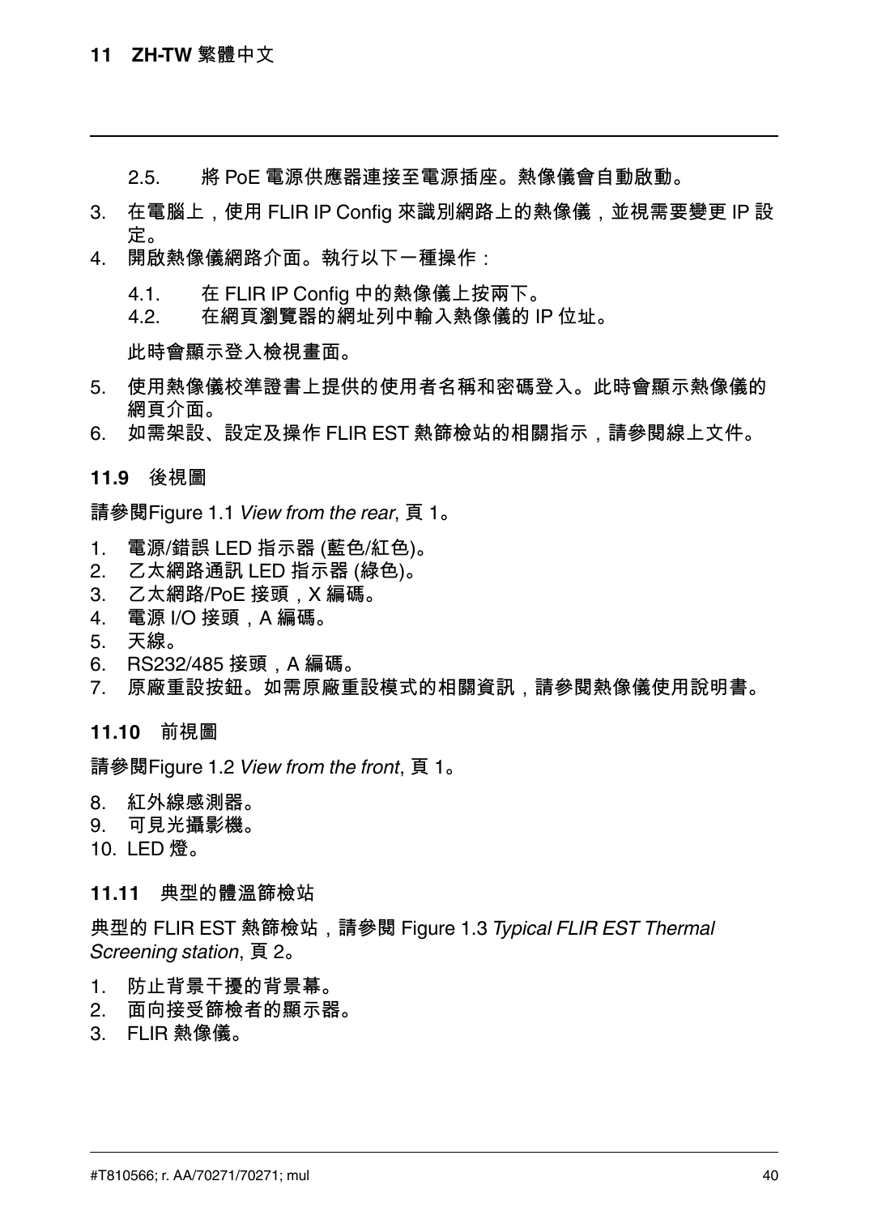2.5. 將 PoE 電源供應器連接至電源插座。熱像儀會自動啟動。

3. 在電腦上，使用 FLIR IP Config 來識別網路上的熱像儀，並視需要變更 IP 設定。
4. 開啟熱像儀網路介面。執行以下一種操作：

   4.1. 在 FLIR IP Config 中的熱像儀上按兩下。
   4.2. 在網頁瀏覽器的網址列中輸入熱像儀的 IP 位址。

   此時會顯示登入檢視畫面。

5. 使用熱像儀校準證書上提供的使用者名稱和密碼登入。此時會顯示熱像儀的網頁介面。
6. 如需架設、設定及操作 FLIR EST 熱篩檢站的相關指示，請參閱線上文件。

## 11.9 後視圖

請參閱Figure 1.1 *View from the rear*, 頁 1。

1. 電源/錯誤 LED 指示器 (藍色/紅色)。
2. 乙太網路通訊 LED 指示器 (綠色)。
3. 乙太網路/PoE 接頭，X 編碼。
4. 電源 I/O 接頭，A 編碼。
5. 天線。
6. RS232/485 接頭，A 編碼。
7. 原廠重設按鈕。如需原廠重設模式的相關資訊，請參閱熱像儀使用說明書。

## 11.10 前視圖

請參閱Figure 1.2 *View from the front*, 頁 1。

8. 紅外線感測器。
9. 可見光攝影機。
10. LED 燈。

## 11.11 典型的體溫篩檢站

典型的 FLIR EST 熱篩檢站，請參閱 Figure 1.3 *Typical FLIR EST Thermal Screening station*, 頁 2。

1. 防止背景干擾的背景幕。
2. 面向接受篩檢者的顯示器。
3. FLIR 熱像儀。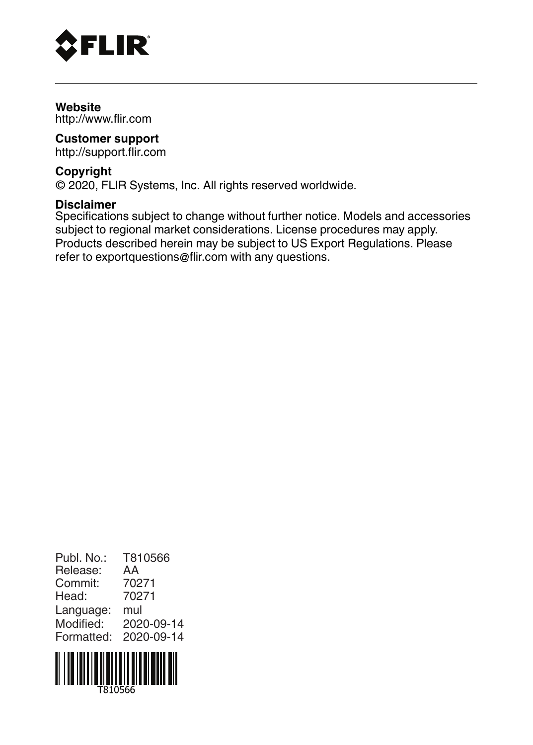**Website**
http://www.flir.com

**Customer support**
http://support.flir.com

**Copyright**
© 2020, FLIR Systems, Inc. All rights reserved worldwide.

**Disclaimer**
Specifications subject to change without further notice. Models and accessories subject to regional market considerations. License procedures may apply. Products described herein may be subject to US Export Regulations. Please refer to exportquestions@flir.com with any questions.

| | |
|---|---|
| Publ. No.: | T810566 |
| Release: | AA |
| Commit: | 70271 |
| Head: | 70271 |
| Language: | mul |
| Modified: | 2020-09-14 |
| Formatted: | 2020-09-14 |

T810566